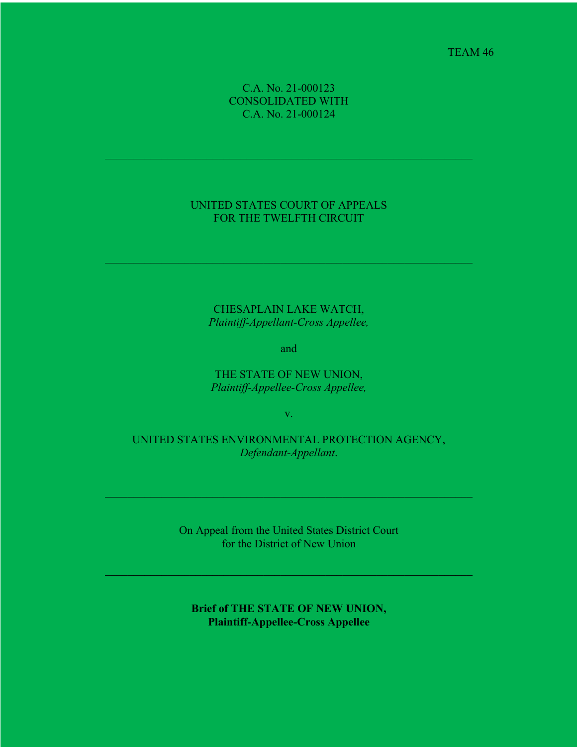TEAM 46

C.A. No. 21-000123
CONSOLIDATED WITH
C.A. No. 21-000124

---

UNITED STATES COURT OF APPEALS
FOR THE TWELFTH CIRCUIT

---

CHESAPLAIN LAKE WATCH,
*Plaintiff-Appellant-Cross Appellee,*

and

THE STATE OF NEW UNION,
*Plaintiff-Appellee-Cross Appellee,*

v.

UNITED STATES ENVIRONMENTAL PROTECTION AGENCY,
*Defendant-Appellant.*

---

On Appeal from the United States District Court
for the District of New Union

---

**Brief of THE STATE OF NEW UNION,**
**Plaintiff-Appellee-Cross Appellee**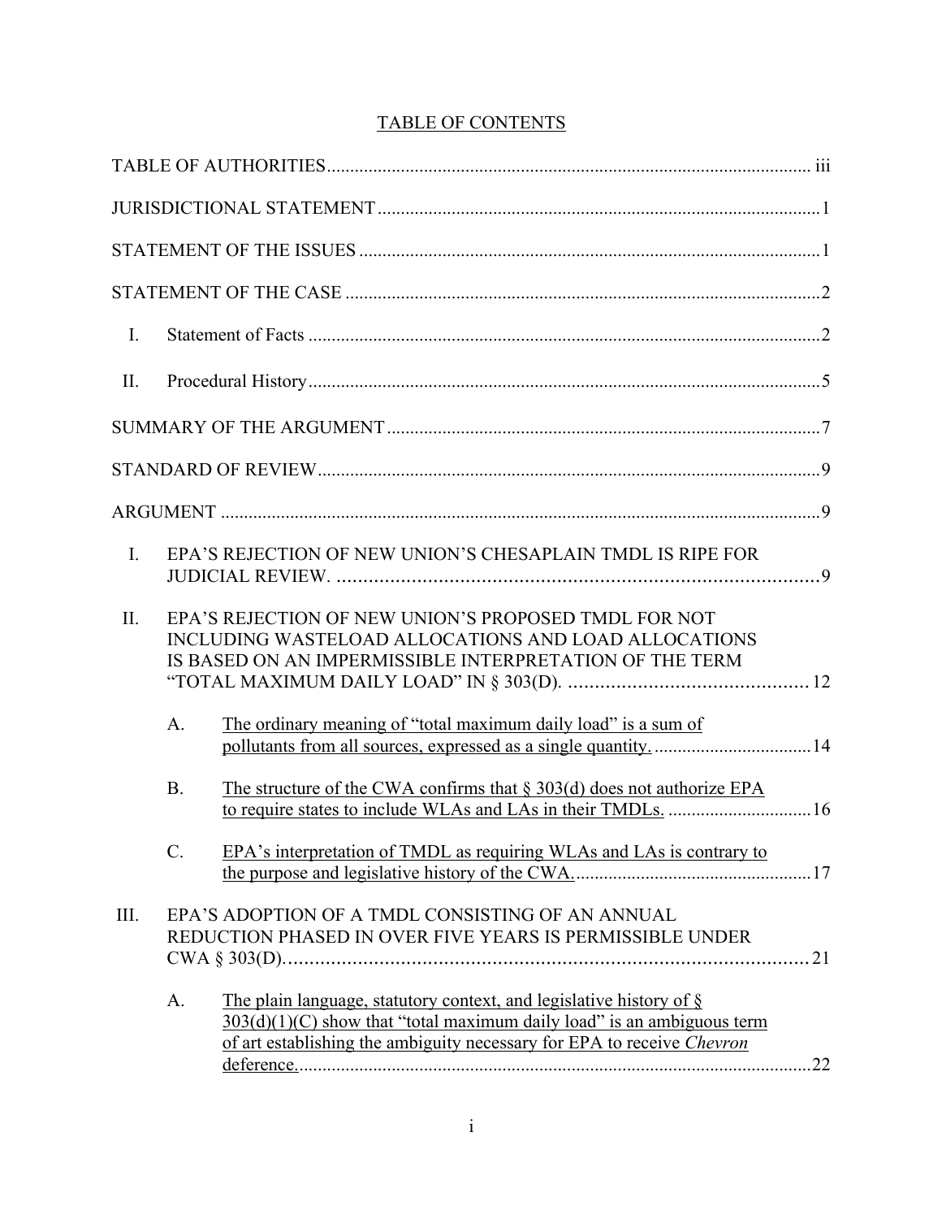# TABLE OF CONTENTS

TABLE OF AUTHORITIES .......... iii

JURISDICTIONAL STATEMENT .......... 1

STATEMENT OF THE ISSUES .......... 1

STATEMENT OF THE CASE .......... 2

- I. Statement of Facts .......... 2
- II. Procedural History .......... 5

SUMMARY OF THE ARGUMENT .......... 7

STANDARD OF REVIEW .......... 9

ARGUMENT .......... 9

- I. EPA'S REJECTION OF NEW UNION'S CHESAPLAIN TMDL IS RIPE FOR JUDICIAL REVIEW. .......... 9
- II. EPA'S REJECTION OF NEW UNION'S PROPOSED TMDL FOR NOT INCLUDING WASTELOAD ALLOCATIONS AND LOAD ALLOCATIONS IS BASED ON AN IMPERMISSIBLE INTERPRETATION OF THE TERM "TOTAL MAXIMUM DAILY LOAD" IN § 303(D). .......... 12
  - A. The ordinary meaning of "total maximum daily load" is a sum of pollutants from all sources, expressed as a single quantity. .......... 14
  - B. The structure of the CWA confirms that § 303(d) does not authorize EPA to require states to include WLAs and LAs in their TMDLs. .......... 16
  - C. EPA's interpretation of TMDL as requiring WLAs and LAs is contrary to the purpose and legislative history of the CWA. .......... 17
- III. EPA'S ADOPTION OF A TMDL CONSISTING OF AN ANNUAL REDUCTION PHASED IN OVER FIVE YEARS IS PERMISSIBLE UNDER CWA § 303(D). .......... 21
  - A. The plain language, statutory context, and legislative history of § 303(d)(1)(C) show that "total maximum daily load" is an ambiguous term of art establishing the ambiguity necessary for EPA to receive *Chevron* deference. .......... 22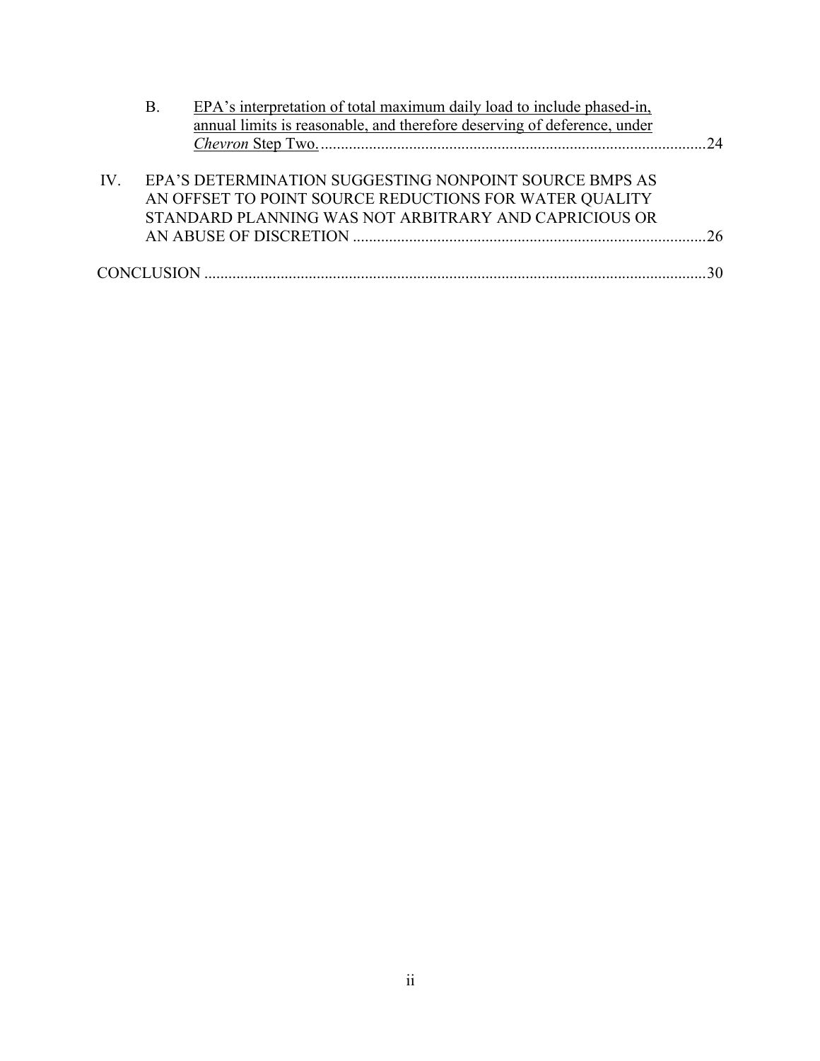B. EPA's interpretation of total maximum daily load to include phased-in, annual limits is reasonable, and therefore deserving of deference, under *Chevron* Step Two. ....................24

IV. EPA'S DETERMINATION SUGGESTING NONPOINT SOURCE BMPS AS AN OFFSET TO POINT SOURCE REDUCTIONS FOR WATER QUALITY STANDARD PLANNING WAS NOT ARBITRARY AND CAPRICIOUS OR AN ABUSE OF DISCRETION ....................26

CONCLUSION ....................30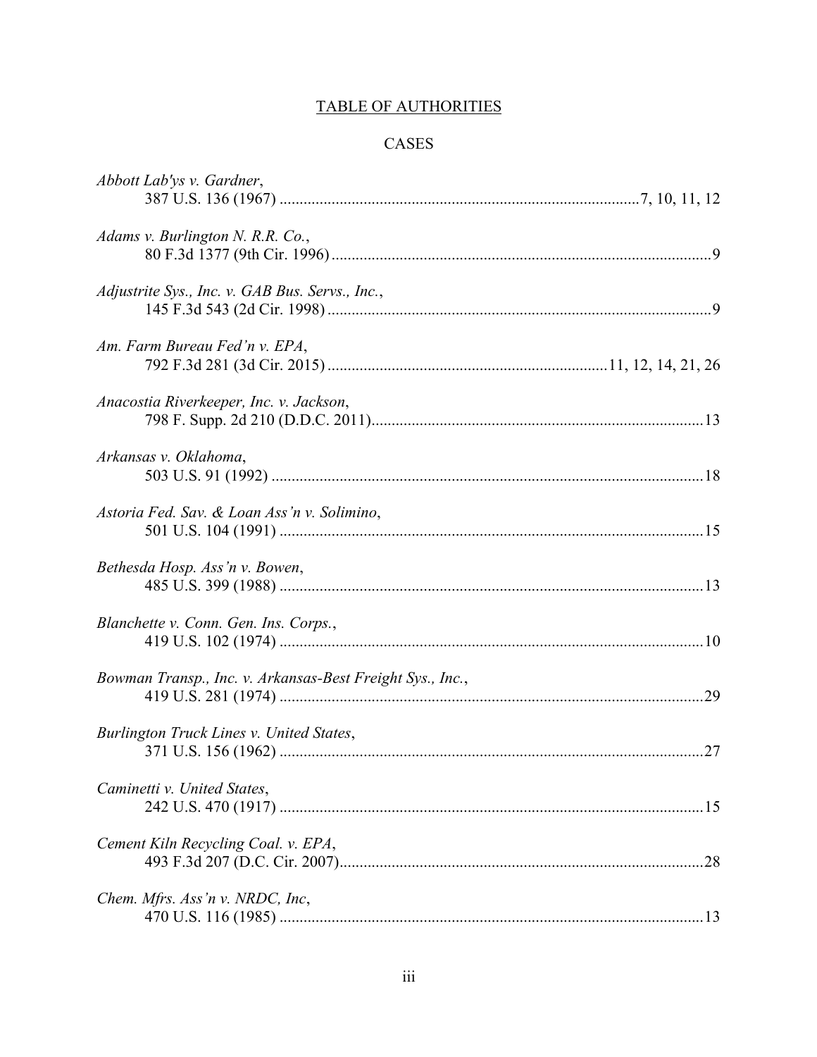# TABLE OF AUTHORITIES

## CASES

*Abbott Lab'ys v. Gardner*,
387 U.S. 136 (1967) ....................................................................................7, 10, 11, 12

*Adams v. Burlington N. R.R. Co.*,
80 F.3d 1377 (9th Cir. 1996) ..............................................................................................9

*Adjustrite Sys., Inc. v. GAB Bus. Servs., Inc.*,
145 F.3d 543 (2d Cir. 1998) ................................................................................................9

*Am. Farm Bureau Fed'n v. EPA*,
792 F.3d 281 (3d Cir. 2015) ....................................................................11, 12, 14, 21, 26

*Anacostia Riverkeeper, Inc. v. Jackson*,
798 F. Supp. 2d 210 (D.D.C. 2011) ..................................................................................13

*Arkansas v. Oklahoma*,
503 U.S. 91 (1992) ...........................................................................................................18

*Astoria Fed. Sav. & Loan Ass'n v. Solimino*,
501 U.S. 104 (1991) .........................................................................................................15

*Bethesda Hosp. Ass'n v. Bowen*,
485 U.S. 399 (1988) .........................................................................................................13

*Blanchette v. Conn. Gen. Ins. Corps.*,
419 U.S. 102 (1974) .........................................................................................................10

*Bowman Transp., Inc. v. Arkansas-Best Freight Sys., Inc.*,
419 U.S. 281 (1974) .........................................................................................................29

*Burlington Truck Lines v. United States*,
371 U.S. 156 (1962) .........................................................................................................27

*Caminetti v. United States*,
242 U.S. 470 (1917) .........................................................................................................15

*Cement Kiln Recycling Coal. v. EPA*,
493 F.3d 207 (D.C. Cir. 2007) ..........................................................................................28

*Chem. Mfrs. Ass'n v. NRDC, Inc*,
470 U.S. 116 (1985) .........................................................................................................13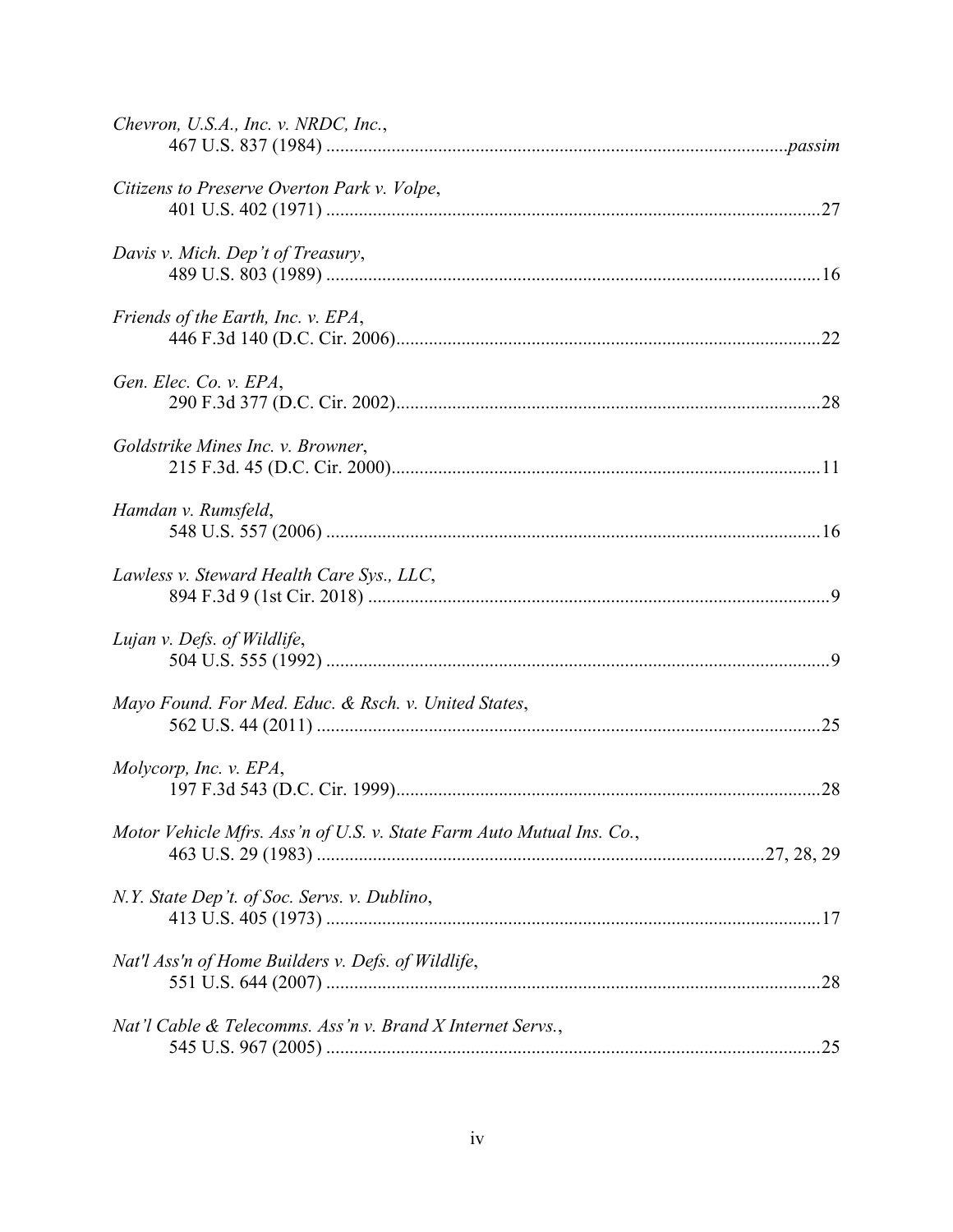*Chevron, U.S.A., Inc. v. NRDC, Inc.*,
467 U.S. 837 (1984) ................................................................................................*passim*

*Citizens to Preserve Overton Park v. Volpe*,
401 U.S. 402 (1971) ..........................................................................................................27

*Davis v. Mich. Dep't of Treasury*,
489 U.S. 803 (1989) ..........................................................................................................16

*Friends of the Earth, Inc. v. EPA*,
446 F.3d 140 (D.C. Cir. 2006)..........................................................................................22

*Gen. Elec. Co. v. EPA*,
290 F.3d 377 (D.C. Cir. 2002)..........................................................................................28

*Goldstrike Mines Inc. v. Browner*,
215 F.3d. 45 (D.C. Cir. 2000)...........................................................................................11

*Hamdan v. Rumsfeld*,
548 U.S. 557 (2006) ..........................................................................................................16

*Lawless v. Steward Health Care Sys., LLC*,
894 F.3d 9 (1st Cir. 2018) ...................................................................................................9

*Lujan v. Defs. of Wildlife*,
504 U.S. 555 (1992) ............................................................................................................9

*Mayo Found. For Med. Educ. & Rsch. v. United States*,
562 U.S. 44 (2011) ............................................................................................................25

*Molycorp, Inc. v. EPA*,
197 F.3d 543 (D.C. Cir. 1999)...........................................................................................28

*Motor Vehicle Mfrs. Ass'n of U.S. v. State Farm Auto Mutual Ins. Co.*,
463 U.S. 29 (1983) ..............................................................................................27, 28, 29

*N.Y. State Dep't. of Soc. Servs. v. Dublino*,
413 U.S. 405 (1973) ..........................................................................................................17

*Nat'l Ass'n of Home Builders v. Defs. of Wildlife*,
551 U.S. 644 (2007) ..........................................................................................................28

*Nat'l Cable & Telecomms. Ass'n v. Brand X Internet Servs.*,
545 U.S. 967 (2005) ..........................................................................................................25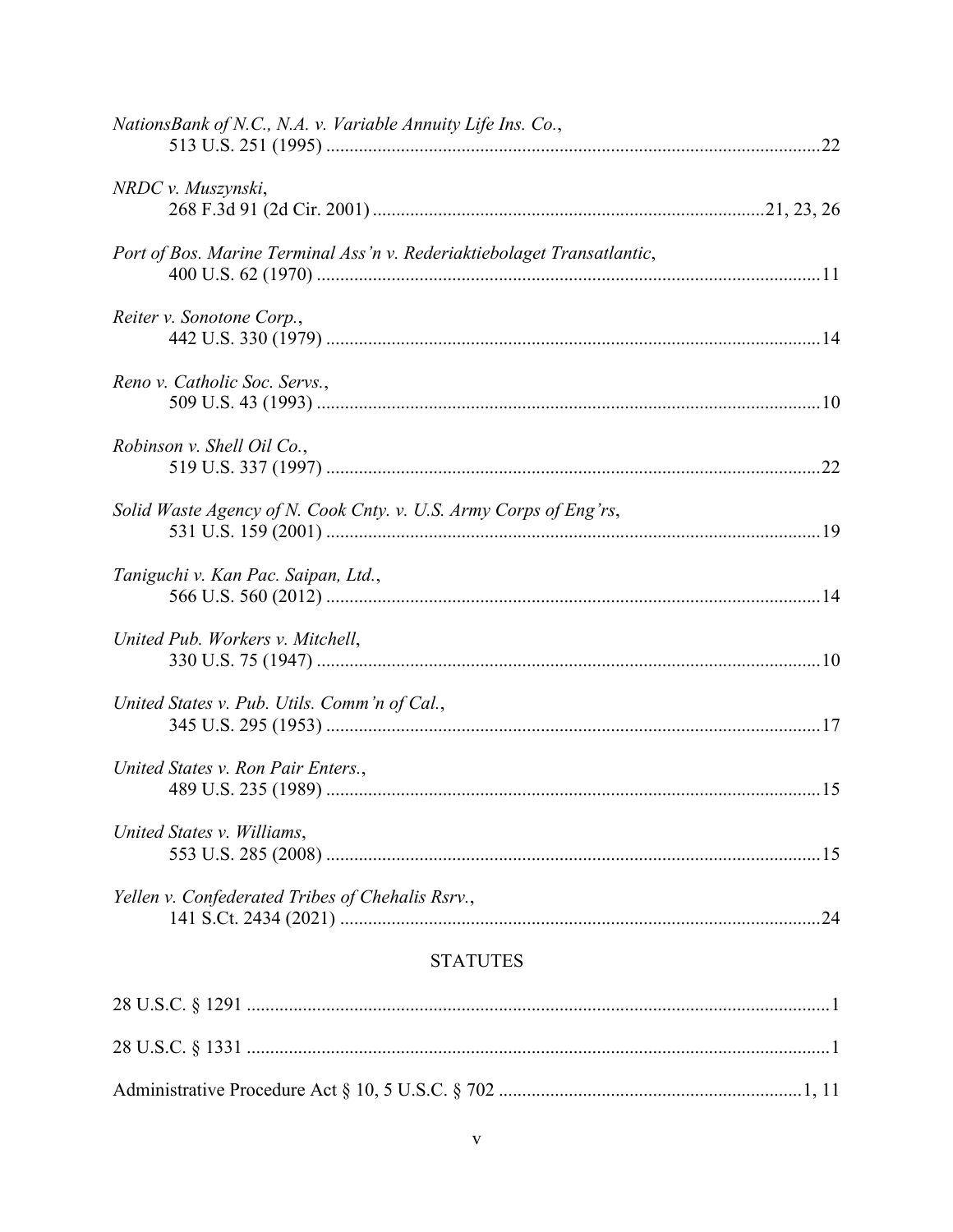*NationsBank of N.C., N.A. v. Variable Annuity Life Ins. Co.*,
513 U.S. 251 (1995) ......................................................................................................22

*NRDC v. Muszynski*,
268 F.3d 91 (2d Cir. 2001) ...................................................................................21, 23, 26

*Port of Bos. Marine Terminal Ass'n v. Rederiaktiebolaget Transatlantic*,
400 U.S. 62 (1970) ........................................................................................................11

*Reiter v. Sonotone Corp.*,
442 U.S. 330 (1979) ......................................................................................................14

*Reno v. Catholic Soc. Servs.*,
509 U.S. 43 (1993) ........................................................................................................10

*Robinson v. Shell Oil Co.*,
519 U.S. 337 (1997) ......................................................................................................22

*Solid Waste Agency of N. Cook Cnty. v. U.S. Army Corps of Eng'rs*,
531 U.S. 159 (2001) ......................................................................................................19

*Taniguchi v. Kan Pac. Saipan, Ltd.*,
566 U.S. 560 (2012) ......................................................................................................14

*United Pub. Workers v. Mitchell*,
330 U.S. 75 (1947) ........................................................................................................10

*United States v. Pub. Utils. Comm'n of Cal.*,
345 U.S. 295 (1953) ......................................................................................................17

*United States v. Ron Pair Enters.*,
489 U.S. 235 (1989) ......................................................................................................15

*United States v. Williams*,
553 U.S. 285 (2008) ......................................................................................................15

*Yellen v. Confederated Tribes of Chehalis Rsrv.*,
141 S.Ct. 2434 (2021) ...................................................................................................24

## STATUTES

28 U.S.C. § 1291 ...............................................................................................................1

28 U.S.C. § 1331 ...............................................................................................................1

Administrative Procedure Act § 10, 5 U.S.C. § 702 ..............................................................1, 11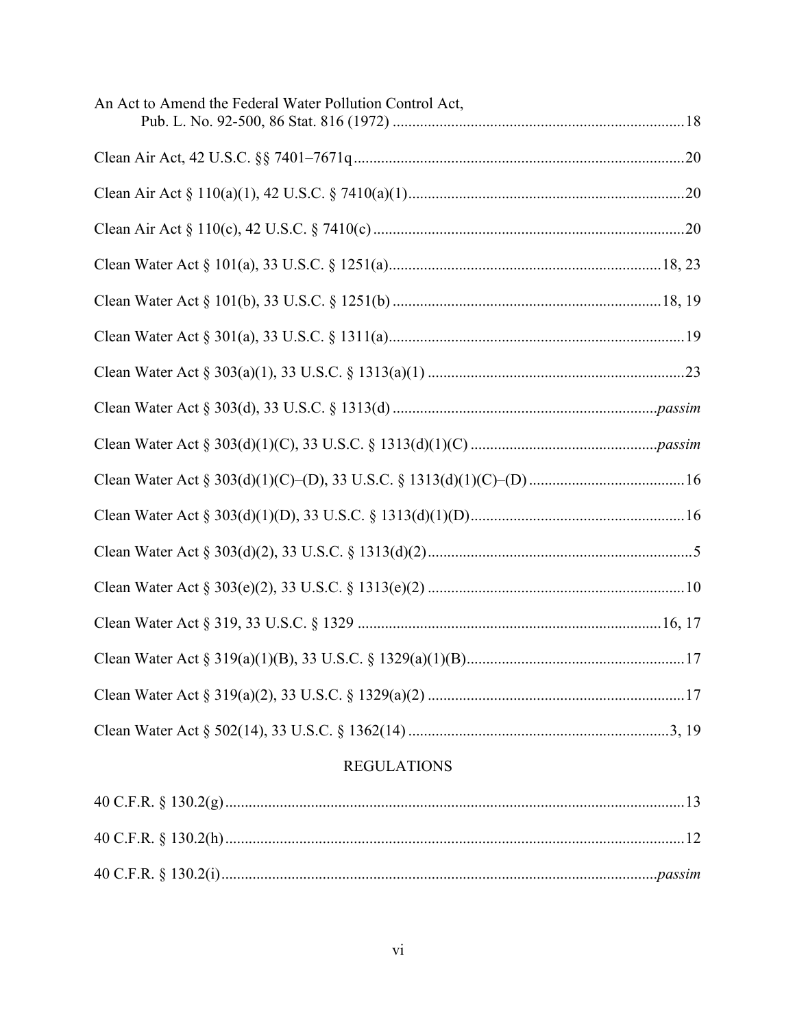An Act to Amend the Federal Water Pollution Control Act, Pub. L. No. 92-500, 86 Stat. 816 (1972) .......... 18

Clean Air Act, 42 U.S.C. §§ 7401–7671q .......... 20

Clean Air Act § 110(a)(1), 42 U.S.C. § 7410(a)(1) .......... 20

Clean Air Act § 110(c), 42 U.S.C. § 7410(c) .......... 20

Clean Water Act § 101(a), 33 U.S.C. § 1251(a) .......... 18, 23

Clean Water Act § 101(b), 33 U.S.C. § 1251(b) .......... 18, 19

Clean Water Act § 301(a), 33 U.S.C. § 1311(a) .......... 19

Clean Water Act § 303(a)(1), 33 U.S.C. § 1313(a)(1) .......... 23

Clean Water Act § 303(d), 33 U.S.C. § 1313(d) .......... *passim*

Clean Water Act § 303(d)(1)(C), 33 U.S.C. § 1313(d)(1)(C) .......... *passim*

Clean Water Act § 303(d)(1)(C)–(D), 33 U.S.C. § 1313(d)(1)(C)–(D) .......... 16

Clean Water Act § 303(d)(1)(D), 33 U.S.C. § 1313(d)(1)(D) .......... 16

Clean Water Act § 303(d)(2), 33 U.S.C. § 1313(d)(2) .......... 5

Clean Water Act § 303(e)(2), 33 U.S.C. § 1313(e)(2) .......... 10

Clean Water Act § 319, 33 U.S.C. § 1329 .......... 16, 17

Clean Water Act § 319(a)(1)(B), 33 U.S.C. § 1329(a)(1)(B) .......... 17

Clean Water Act § 319(a)(2), 33 U.S.C. § 1329(a)(2) .......... 17

Clean Water Act § 502(14), 33 U.S.C. § 1362(14) .......... 3, 19

## REGULATIONS

40 C.F.R. § 130.2(g) .......... 13

40 C.F.R. § 130.2(h) .......... 12

40 C.F.R. § 130.2(i) .......... *passim*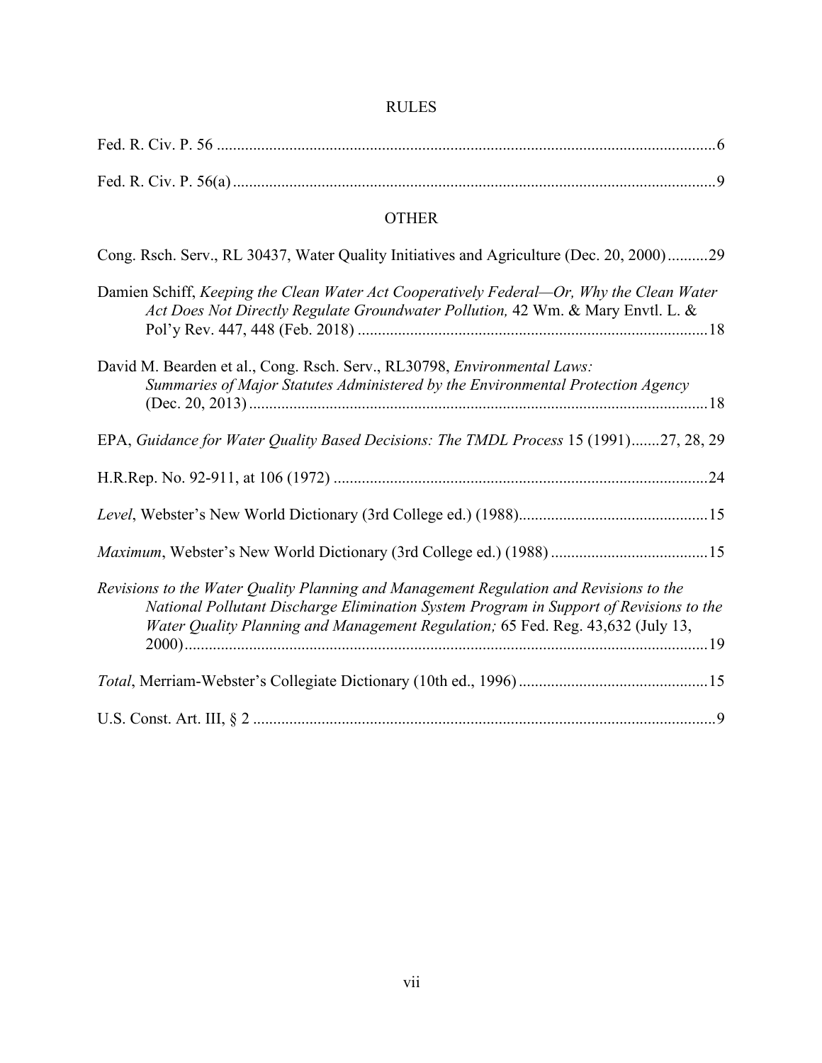## RULES

Fed. R. Civ. P. 56 ............................................................................................................................6

Fed. R. Civ. P. 56(a) .......................................................................................................................9

## OTHER

Cong. Rsch. Serv., RL 30437, Water Quality Initiatives and Agriculture (Dec. 20, 2000)..........29

Damien Schiff, *Keeping the Clean Water Act Cooperatively Federal—Or, Why the Clean Water Act Does Not Directly Regulate Groundwater Pollution,* 42 Wm. & Mary Envtl. L. & Pol'y Rev. 447, 448 (Feb. 2018) ......................................................................................18

David M. Bearden et al., Cong. Rsch. Serv., RL30798, *Environmental Laws: Summaries of Major Statutes Administered by the Environmental Protection Agency* (Dec. 20, 2013) ..................................................................................................................18

EPA, *Guidance for Water Quality Based Decisions: The TMDL Process* 15 (1991).......27, 28, 29

H.R.Rep. No. 92-911, at 106 (1972) ............................................................................................24

*Level*, Webster's New World Dictionary (3rd College ed.) (1988)...............................................15

*Maximum*, Webster's New World Dictionary (3rd College ed.) (1988) .......................................15

*Revisions to the Water Quality Planning and Management Regulation and Revisions to the National Pollutant Discharge Elimination System Program in Support of Revisions to the Water Quality Planning and Management Regulation;* 65 Fed. Reg. 43,632 (July 13, 2000).................................................................................................................................19

*Total*, Merriam-Webster's Collegiate Dictionary (10th ed., 1996) ...............................................15

U.S. Const. Art. III, § 2 ...................................................................................................................9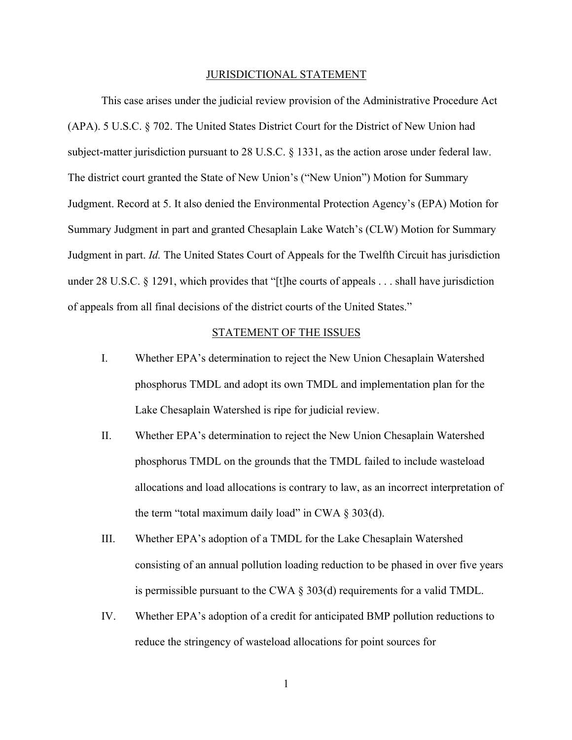## JURISDICTIONAL STATEMENT

This case arises under the judicial review provision of the Administrative Procedure Act (APA). 5 U.S.C. § 702. The United States District Court for the District of New Union had subject-matter jurisdiction pursuant to 28 U.S.C. § 1331, as the action arose under federal law. The district court granted the State of New Union's ("New Union") Motion for Summary Judgment. Record at 5. It also denied the Environmental Protection Agency's (EPA) Motion for Summary Judgment in part and granted Chesaplain Lake Watch's (CLW) Motion for Summary Judgment in part. *Id.* The United States Court of Appeals for the Twelfth Circuit has jurisdiction under 28 U.S.C. § 1291, which provides that "[t]he courts of appeals . . . shall have jurisdiction of appeals from all final decisions of the district courts of the United States."

## STATEMENT OF THE ISSUES

I. Whether EPA's determination to reject the New Union Chesaplain Watershed phosphorus TMDL and adopt its own TMDL and implementation plan for the Lake Chesaplain Watershed is ripe for judicial review.

II. Whether EPA's determination to reject the New Union Chesaplain Watershed phosphorus TMDL on the grounds that the TMDL failed to include wasteload allocations and load allocations is contrary to law, as an incorrect interpretation of the term "total maximum daily load" in CWA § 303(d).

III. Whether EPA's adoption of a TMDL for the Lake Chesaplain Watershed consisting of an annual pollution loading reduction to be phased in over five years is permissible pursuant to the CWA § 303(d) requirements for a valid TMDL.

IV. Whether EPA's adoption of a credit for anticipated BMP pollution reductions to reduce the stringency of wasteload allocations for point sources for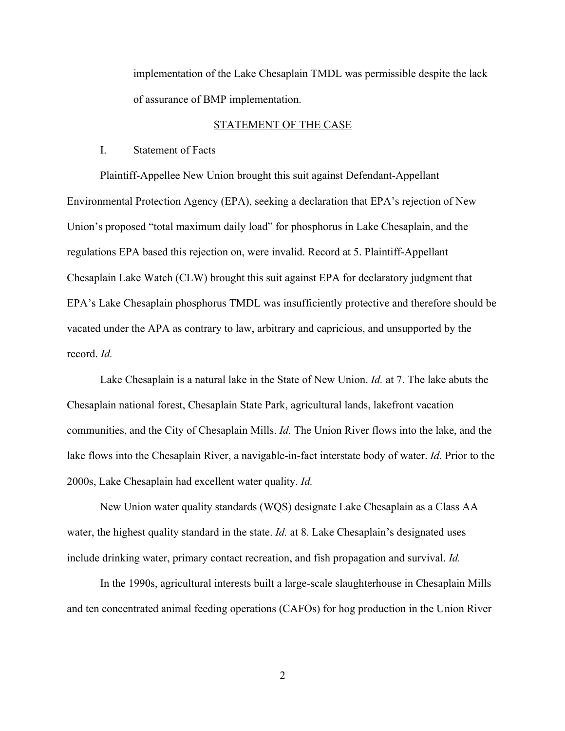implementation of the Lake Chesaplain TMDL was permissible despite the lack of assurance of BMP implementation.

## STATEMENT OF THE CASE

### I. Statement of Facts

Plaintiff-Appellee New Union brought this suit against Defendant-Appellant Environmental Protection Agency (EPA), seeking a declaration that EPA's rejection of New Union's proposed "total maximum daily load" for phosphorus in Lake Chesaplain, and the regulations EPA based this rejection on, were invalid. Record at 5. Plaintiff-Appellant Chesaplain Lake Watch (CLW) brought this suit against EPA for declaratory judgment that EPA's Lake Chesaplain phosphorus TMDL was insufficiently protective and therefore should be vacated under the APA as contrary to law, arbitrary and capricious, and unsupported by the record. *Id.*

Lake Chesaplain is a natural lake in the State of New Union. *Id.* at 7. The lake abuts the Chesaplain national forest, Chesaplain State Park, agricultural lands, lakefront vacation communities, and the City of Chesaplain Mills. *Id.* The Union River flows into the lake, and the lake flows into the Chesaplain River, a navigable-in-fact interstate body of water. *Id.* Prior to the 2000s, Lake Chesaplain had excellent water quality. *Id.*

New Union water quality standards (WQS) designate Lake Chesaplain as a Class AA water, the highest quality standard in the state. *Id.* at 8. Lake Chesaplain's designated uses include drinking water, primary contact recreation, and fish propagation and survival. *Id.*

In the 1990s, agricultural interests built a large-scale slaughterhouse in Chesaplain Mills and ten concentrated animal feeding operations (CAFOs) for hog production in the Union River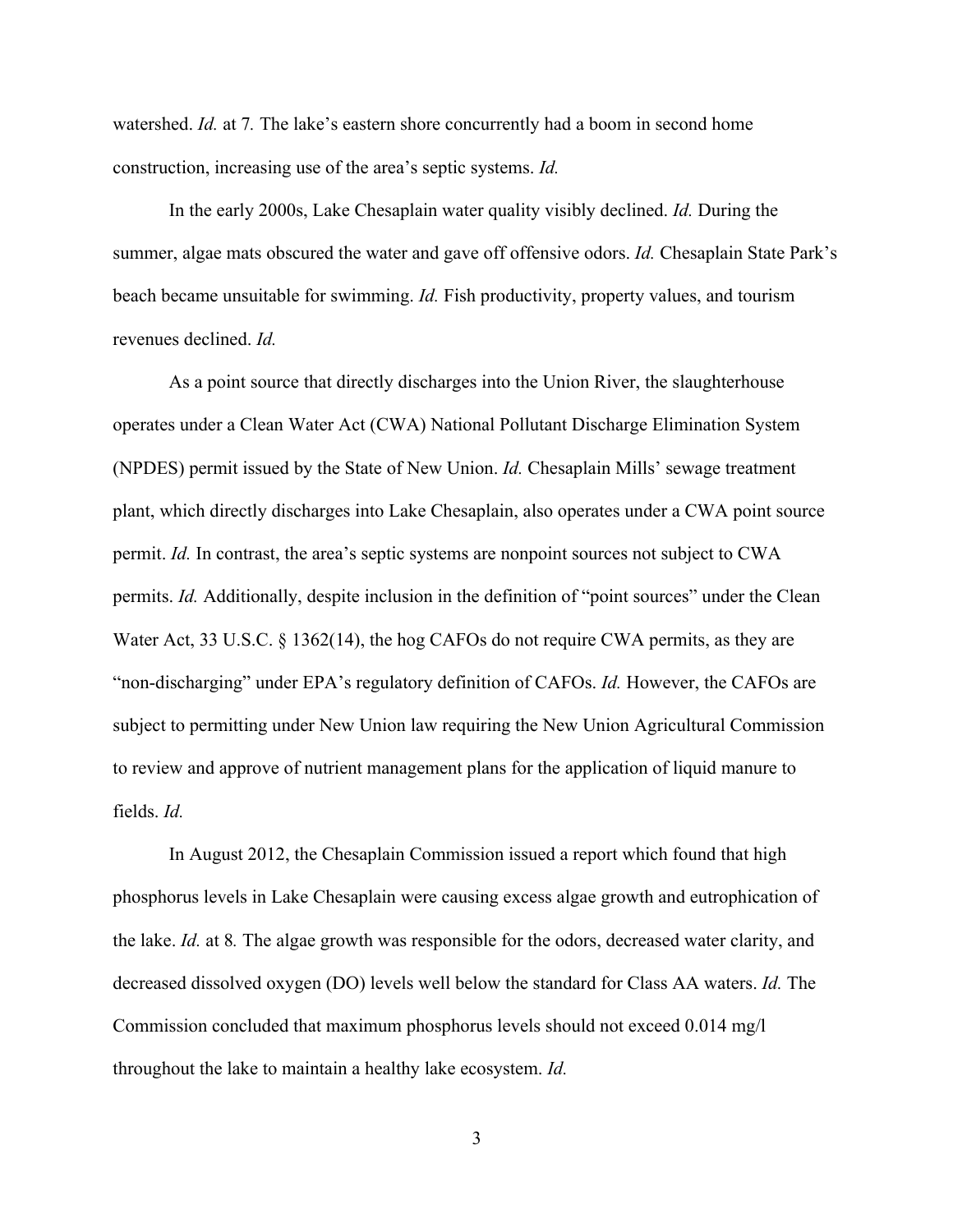watershed. *Id.* at 7. The lake's eastern shore concurrently had a boom in second home construction, increasing use of the area's septic systems. *Id.*

In the early 2000s, Lake Chesaplain water quality visibly declined. *Id.* During the summer, algae mats obscured the water and gave off offensive odors. *Id.* Chesaplain State Park's beach became unsuitable for swimming. *Id.* Fish productivity, property values, and tourism revenues declined. *Id.*

As a point source that directly discharges into the Union River, the slaughterhouse operates under a Clean Water Act (CWA) National Pollutant Discharge Elimination System (NPDES) permit issued by the State of New Union. *Id.* Chesaplain Mills' sewage treatment plant, which directly discharges into Lake Chesaplain, also operates under a CWA point source permit. *Id.* In contrast, the area's septic systems are nonpoint sources not subject to CWA permits. *Id.* Additionally, despite inclusion in the definition of "point sources" under the Clean Water Act, 33 U.S.C. § 1362(14), the hog CAFOs do not require CWA permits, as they are "non-discharging" under EPA's regulatory definition of CAFOs. *Id.* However, the CAFOs are subject to permitting under New Union law requiring the New Union Agricultural Commission to review and approve of nutrient management plans for the application of liquid manure to fields. *Id.*

In August 2012, the Chesaplain Commission issued a report which found that high phosphorus levels in Lake Chesaplain were causing excess algae growth and eutrophication of the lake. *Id.* at 8. The algae growth was responsible for the odors, decreased water clarity, and decreased dissolved oxygen (DO) levels well below the standard for Class AA waters. *Id.* The Commission concluded that maximum phosphorus levels should not exceed 0.014 mg/l throughout the lake to maintain a healthy lake ecosystem. *Id.*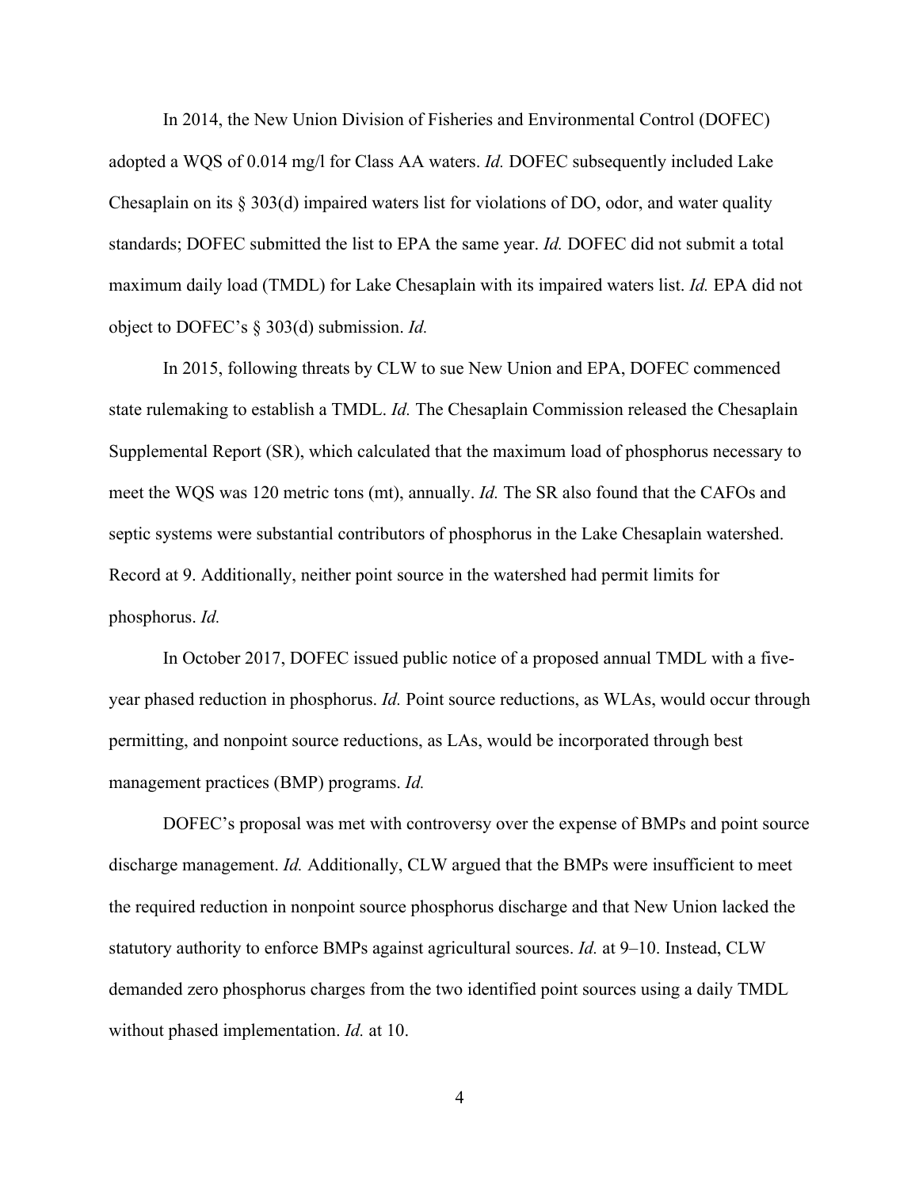In 2014, the New Union Division of Fisheries and Environmental Control (DOFEC) adopted a WQS of 0.014 mg/l for Class AA waters. *Id.* DOFEC subsequently included Lake Chesaplain on its § 303(d) impaired waters list for violations of DO, odor, and water quality standards; DOFEC submitted the list to EPA the same year. *Id.* DOFEC did not submit a total maximum daily load (TMDL) for Lake Chesaplain with its impaired waters list. *Id.* EPA did not object to DOFEC's § 303(d) submission. *Id.*

In 2015, following threats by CLW to sue New Union and EPA, DOFEC commenced state rulemaking to establish a TMDL. *Id.* The Chesaplain Commission released the Chesaplain Supplemental Report (SR), which calculated that the maximum load of phosphorus necessary to meet the WQS was 120 metric tons (mt), annually. *Id.* The SR also found that the CAFOs and septic systems were substantial contributors of phosphorus in the Lake Chesaplain watershed. Record at 9. Additionally, neither point source in the watershed had permit limits for phosphorus. *Id.*

In October 2017, DOFEC issued public notice of a proposed annual TMDL with a five-year phased reduction in phosphorus. *Id.* Point source reductions, as WLAs, would occur through permitting, and nonpoint source reductions, as LAs, would be incorporated through best management practices (BMP) programs. *Id.*

DOFEC's proposal was met with controversy over the expense of BMPs and point source discharge management. *Id.* Additionally, CLW argued that the BMPs were insufficient to meet the required reduction in nonpoint source phosphorus discharge and that New Union lacked the statutory authority to enforce BMPs against agricultural sources. *Id.* at 9–10. Instead, CLW demanded zero phosphorus charges from the two identified point sources using a daily TMDL without phased implementation. *Id.* at 10.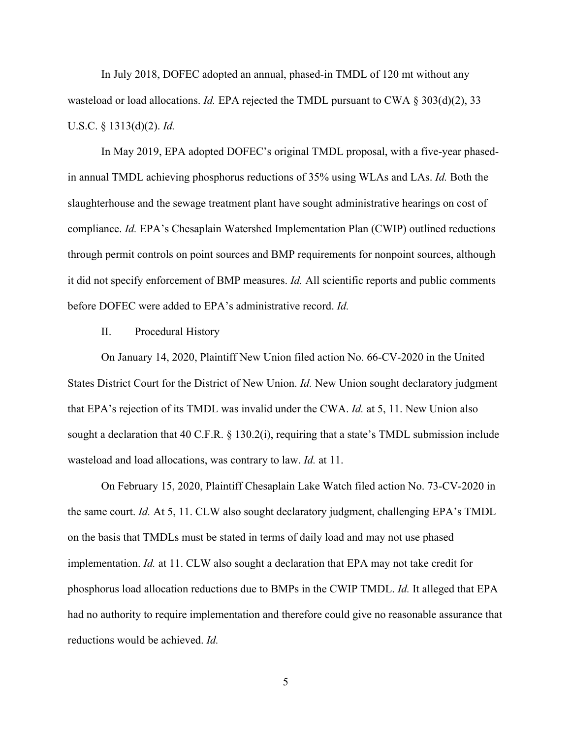In July 2018, DOFEC adopted an annual, phased-in TMDL of 120 mt without any wasteload or load allocations. *Id.* EPA rejected the TMDL pursuant to CWA § 303(d)(2), 33 U.S.C. § 1313(d)(2). *Id.*

In May 2019, EPA adopted DOFEC's original TMDL proposal, with a five-year phased-in annual TMDL achieving phosphorus reductions of 35% using WLAs and LAs. *Id.* Both the slaughterhouse and the sewage treatment plant have sought administrative hearings on cost of compliance. *Id.* EPA's Chesaplain Watershed Implementation Plan (CWIP) outlined reductions through permit controls on point sources and BMP requirements for nonpoint sources, although it did not specify enforcement of BMP measures. *Id.* All scientific reports and public comments before DOFEC were added to EPA's administrative record. *Id.*

## II. Procedural History

On January 14, 2020, Plaintiff New Union filed action No. 66-CV-2020 in the United States District Court for the District of New Union. *Id.* New Union sought declaratory judgment that EPA's rejection of its TMDL was invalid under the CWA. *Id.* at 5, 11. New Union also sought a declaration that 40 C.F.R. § 130.2(i), requiring that a state's TMDL submission include wasteload and load allocations, was contrary to law. *Id.* at 11.

On February 15, 2020, Plaintiff Chesaplain Lake Watch filed action No. 73-CV-2020 in the same court. *Id.* At 5, 11. CLW also sought declaratory judgment, challenging EPA's TMDL on the basis that TMDLs must be stated in terms of daily load and may not use phased implementation. *Id.* at 11. CLW also sought a declaration that EPA may not take credit for phosphorus load allocation reductions due to BMPs in the CWIP TMDL. *Id.* It alleged that EPA had no authority to require implementation and therefore could give no reasonable assurance that reductions would be achieved. *Id.*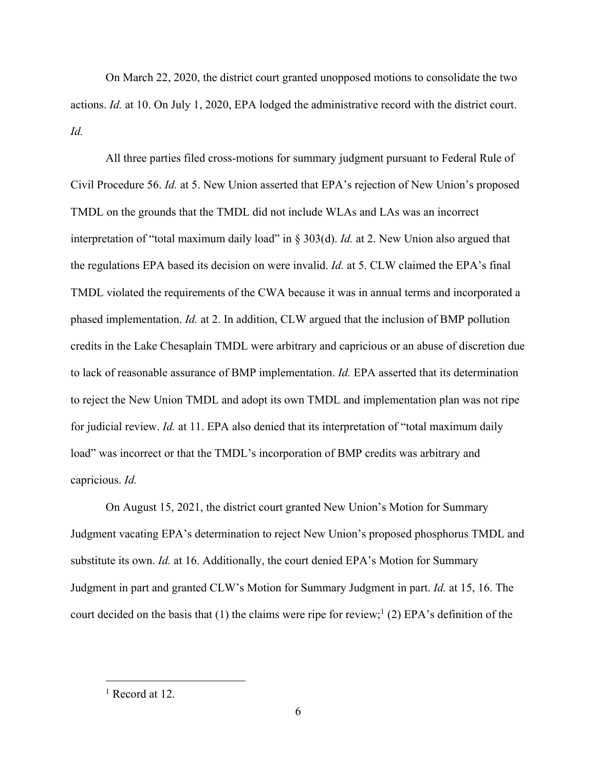On March 22, 2020, the district court granted unopposed motions to consolidate the two actions. *Id.* at 10. On July 1, 2020, EPA lodged the administrative record with the district court. *Id.*

All three parties filed cross-motions for summary judgment pursuant to Federal Rule of Civil Procedure 56. *Id.* at 5. New Union asserted that EPA's rejection of New Union's proposed TMDL on the grounds that the TMDL did not include WLAs and LAs was an incorrect interpretation of "total maximum daily load" in § 303(d). *Id.* at 2. New Union also argued that the regulations EPA based its decision on were invalid. *Id.* at 5. CLW claimed the EPA's final TMDL violated the requirements of the CWA because it was in annual terms and incorporated a phased implementation. *Id.* at 2. In addition, CLW argued that the inclusion of BMP pollution credits in the Lake Chesaplain TMDL were arbitrary and capricious or an abuse of discretion due to lack of reasonable assurance of BMP implementation. *Id.* EPA asserted that its determination to reject the New Union TMDL and adopt its own TMDL and implementation plan was not ripe for judicial review. *Id.* at 11. EPA also denied that its interpretation of "total maximum daily load" was incorrect or that the TMDL's incorporation of BMP credits was arbitrary and capricious. *Id.*

On August 15, 2021, the district court granted New Union's Motion for Summary Judgment vacating EPA's determination to reject New Union's proposed phosphorus TMDL and substitute its own. *Id.* at 16. Additionally, the court denied EPA's Motion for Summary Judgment in part and granted CLW's Motion for Summary Judgment in part. *Id.* at 15, 16. The court decided on the basis that (1) the claims were ripe for review;[1] (2) EPA's definition of the

[1] Record at 12.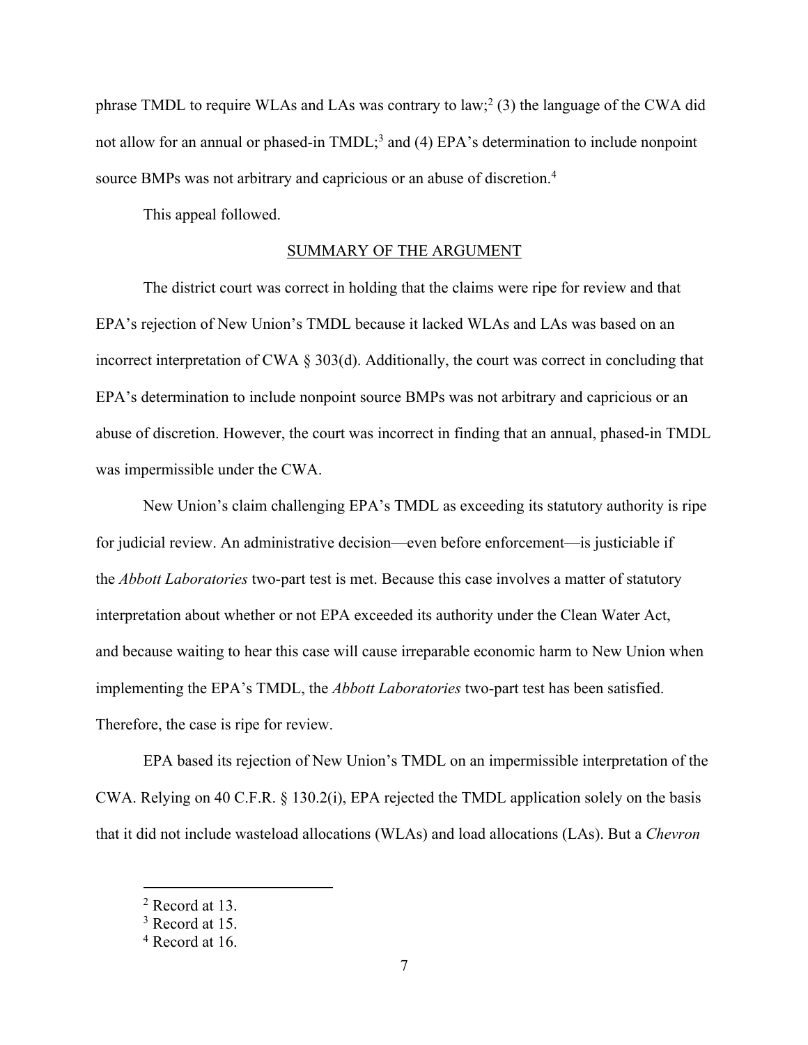phrase TMDL to require WLAs and LAs was contrary to law;[2] (3) the language of the CWA did not allow for an annual or phased-in TMDL;[3] and (4) EPA's determination to include nonpoint source BMPs was not arbitrary and capricious or an abuse of discretion.[4]

This appeal followed.

## SUMMARY OF THE ARGUMENT

The district court was correct in holding that the claims were ripe for review and that EPA's rejection of New Union's TMDL because it lacked WLAs and LAs was based on an incorrect interpretation of CWA § 303(d). Additionally, the court was correct in concluding that EPA's determination to include nonpoint source BMPs was not arbitrary and capricious or an abuse of discretion. However, the court was incorrect in finding that an annual, phased-in TMDL was impermissible under the CWA.

New Union's claim challenging EPA's TMDL as exceeding its statutory authority is ripe for judicial review. An administrative decision—even before enforcement—is justiciable if the *Abbott Laboratories* two-part test is met. Because this case involves a matter of statutory interpretation about whether or not EPA exceeded its authority under the Clean Water Act, and because waiting to hear this case will cause irreparable economic harm to New Union when implementing the EPA's TMDL, the *Abbott Laboratories* two-part test has been satisfied. Therefore, the case is ripe for review.

EPA based its rejection of New Union's TMDL on an impermissible interpretation of the CWA. Relying on 40 C.F.R. § 130.2(i), EPA rejected the TMDL application solely on the basis that it did not include wasteload allocations (WLAs) and load allocations (LAs). But a *Chevron*

---

[2] Record at 13.

[3] Record at 15.

[4] Record at 16.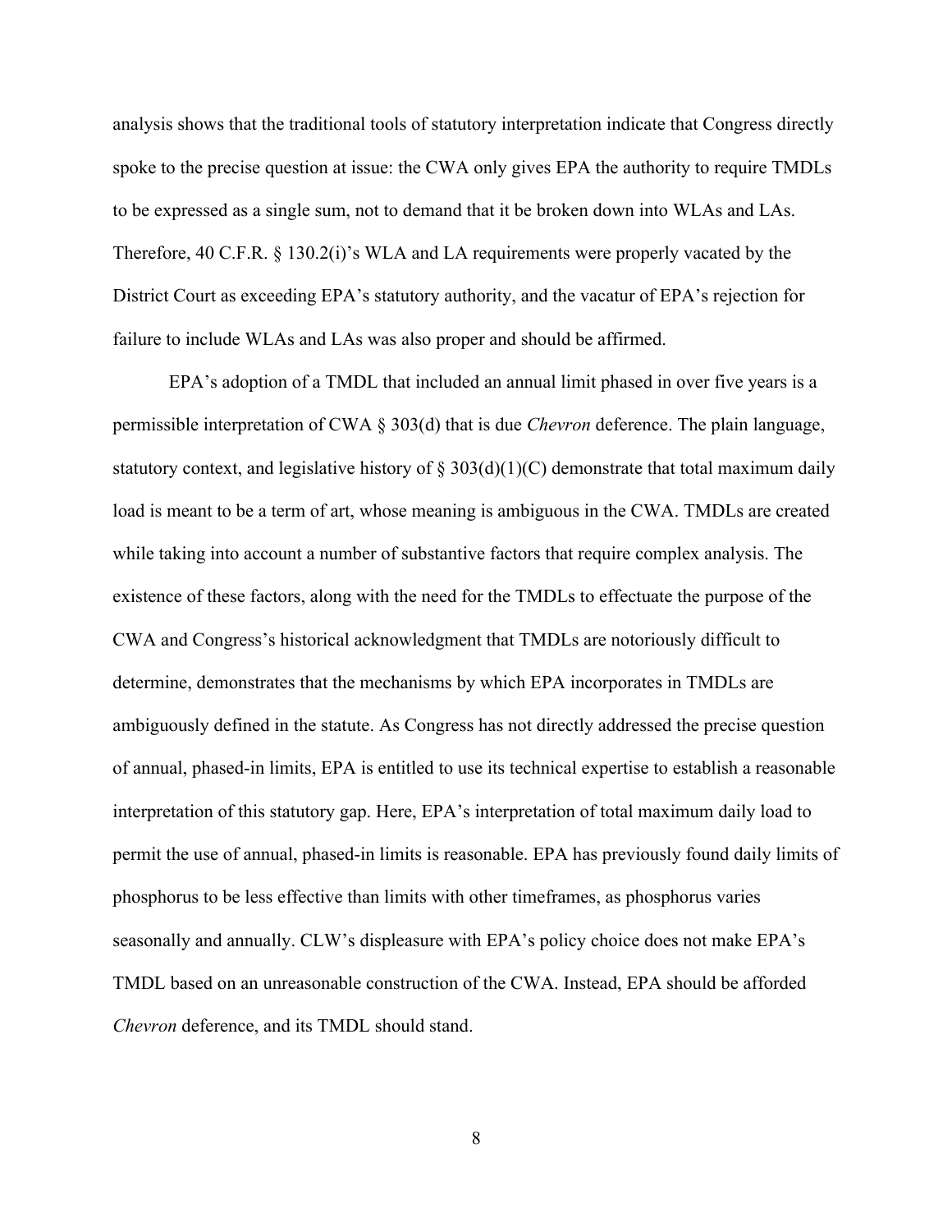analysis shows that the traditional tools of statutory interpretation indicate that Congress directly spoke to the precise question at issue: the CWA only gives EPA the authority to require TMDLs to be expressed as a single sum, not to demand that it be broken down into WLAs and LAs. Therefore, 40 C.F.R. § 130.2(i)'s WLA and LA requirements were properly vacated by the District Court as exceeding EPA's statutory authority, and the vacatur of EPA's rejection for failure to include WLAs and LAs was also proper and should be affirmed.

EPA's adoption of a TMDL that included an annual limit phased in over five years is a permissible interpretation of CWA § 303(d) that is due *Chevron* deference. The plain language, statutory context, and legislative history of § 303(d)(1)(C) demonstrate that total maximum daily load is meant to be a term of art, whose meaning is ambiguous in the CWA. TMDLs are created while taking into account a number of substantive factors that require complex analysis. The existence of these factors, along with the need for the TMDLs to effectuate the purpose of the CWA and Congress's historical acknowledgment that TMDLs are notoriously difficult to determine, demonstrates that the mechanisms by which EPA incorporates in TMDLs are ambiguously defined in the statute. As Congress has not directly addressed the precise question of annual, phased-in limits, EPA is entitled to use its technical expertise to establish a reasonable interpretation of this statutory gap. Here, EPA's interpretation of total maximum daily load to permit the use of annual, phased-in limits is reasonable. EPA has previously found daily limits of phosphorus to be less effective than limits with other timeframes, as phosphorus varies seasonally and annually. CLW's displeasure with EPA's policy choice does not make EPA's TMDL based on an unreasonable construction of the CWA. Instead, EPA should be afforded *Chevron* deference, and its TMDL should stand.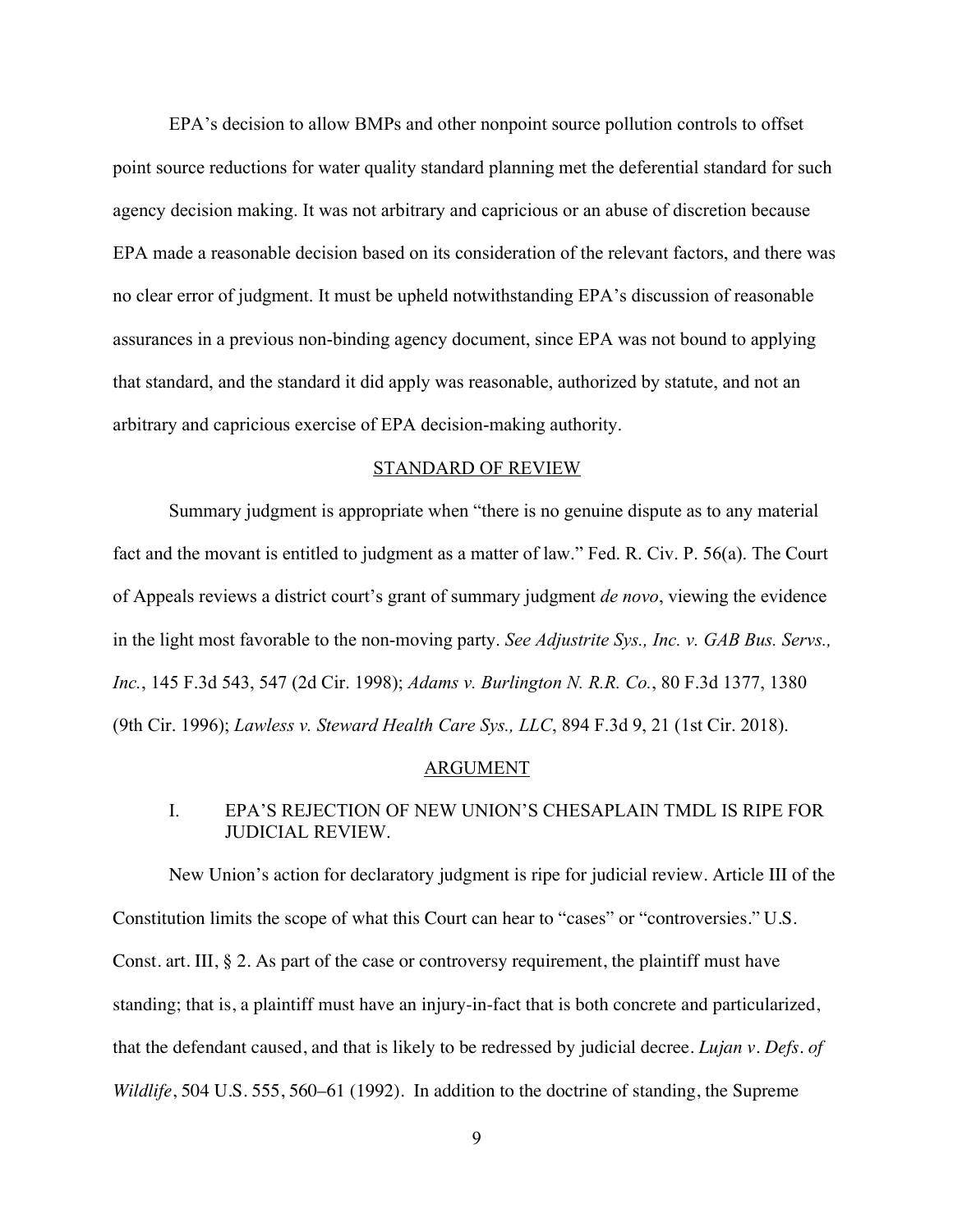EPA's decision to allow BMPs and other nonpoint source pollution controls to offset point source reductions for water quality standard planning met the deferential standard for such agency decision making. It was not arbitrary and capricious or an abuse of discretion because EPA made a reasonable decision based on its consideration of the relevant factors, and there was no clear error of judgment. It must be upheld notwithstanding EPA's discussion of reasonable assurances in a previous non-binding agency document, since EPA was not bound to applying that standard, and the standard it did apply was reasonable, authorized by statute, and not an arbitrary and capricious exercise of EPA decision-making authority.

## STANDARD OF REVIEW

Summary judgment is appropriate when "there is no genuine dispute as to any material fact and the movant is entitled to judgment as a matter of law." Fed. R. Civ. P. 56(a). The Court of Appeals reviews a district court's grant of summary judgment *de novo*, viewing the evidence in the light most favorable to the non-moving party. *See Adjustrite Sys., Inc. v. GAB Bus. Servs., Inc.*, 145 F.3d 543, 547 (2d Cir. 1998); *Adams v. Burlington N. R.R. Co.*, 80 F.3d 1377, 1380 (9th Cir. 1996); *Lawless v. Steward Health Care Sys., LLC*, 894 F.3d 9, 21 (1st Cir. 2018).

## ARGUMENT

### I. EPA'S REJECTION OF NEW UNION'S CHESAPLAIN TMDL IS RIPE FOR JUDICIAL REVIEW.

New Union's action for declaratory judgment is ripe for judicial review. Article III of the Constitution limits the scope of what this Court can hear to "cases" or "controversies." U.S. Const. art. III, § 2. As part of the case or controversy requirement, the plaintiff must have standing; that is, a plaintiff must have an injury-in-fact that is both concrete and particularized, that the defendant caused, and that is likely to be redressed by judicial decree. *Lujan v. Defs. of Wildlife*, 504 U.S. 555, 560–61 (1992). In addition to the doctrine of standing, the Supreme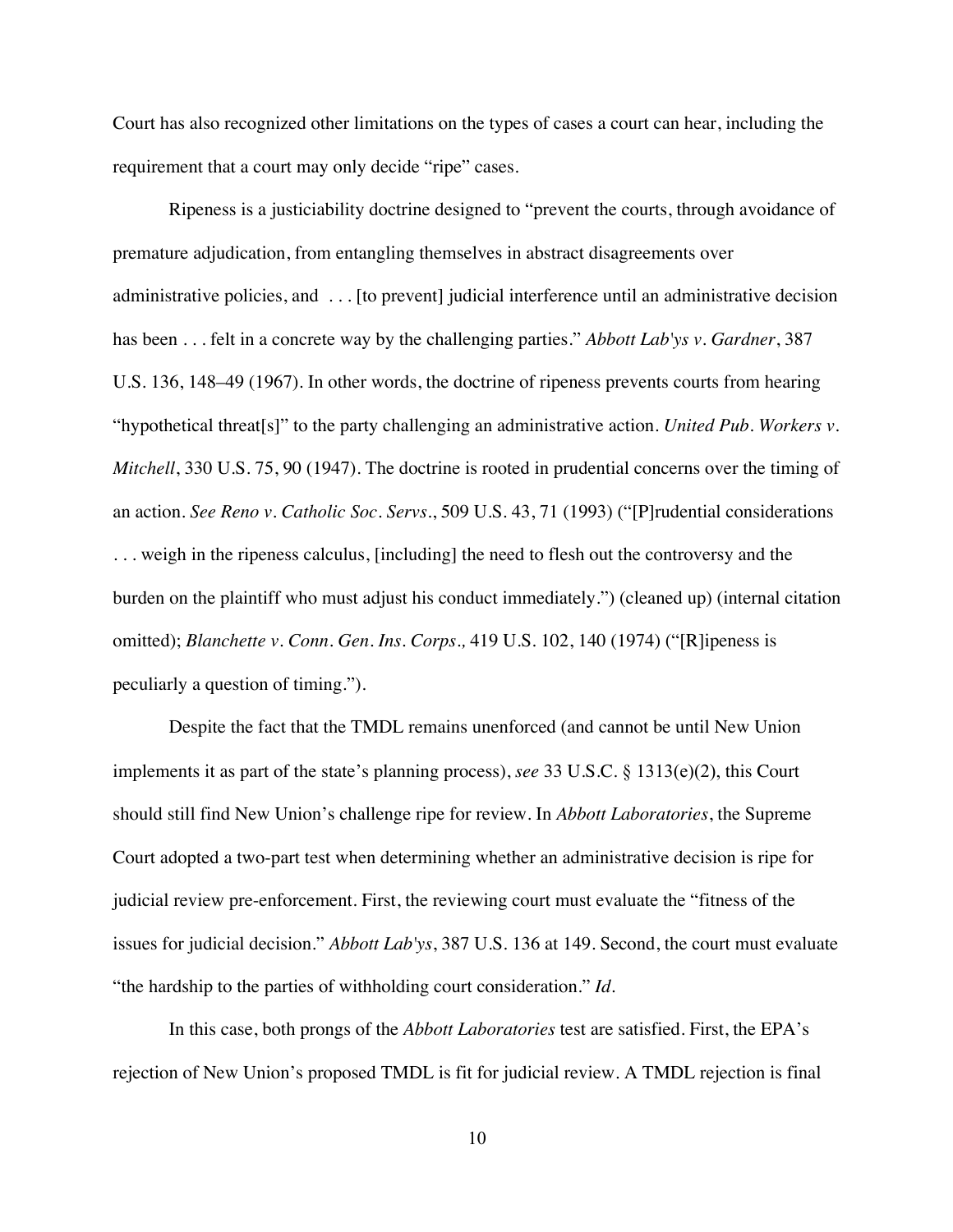Court has also recognized other limitations on the types of cases a court can hear, including the requirement that a court may only decide "ripe" cases.

Ripeness is a justiciability doctrine designed to "prevent the courts, through avoidance of premature adjudication, from entangling themselves in abstract disagreements over administrative policies, and . . . [to prevent] judicial interference until an administrative decision has been . . . felt in a concrete way by the challenging parties." *Abbott Lab'ys v. Gardner*, 387 U.S. 136, 148–49 (1967). In other words, the doctrine of ripeness prevents courts from hearing "hypothetical threat[s]" to the party challenging an administrative action. *United Pub. Workers v. Mitchell*, 330 U.S. 75, 90 (1947). The doctrine is rooted in prudential concerns over the timing of an action. *See Reno v. Catholic Soc. Servs.*, 509 U.S. 43, 71 (1993) ("[P]rudential considerations . . . weigh in the ripeness calculus, [including] the need to flesh out the controversy and the burden on the plaintiff who must adjust his conduct immediately.") (cleaned up) (internal citation omitted); *Blanchette v. Conn. Gen. Ins. Corps.,* 419 U.S. 102, 140 (1974) ("[R]ipeness is peculiarly a question of timing.").

Despite the fact that the TMDL remains unenforced (and cannot be until New Union implements it as part of the state's planning process), *see* 33 U.S.C. § 1313(e)(2), this Court should still find New Union's challenge ripe for review. In *Abbott Laboratories*, the Supreme Court adopted a two-part test when determining whether an administrative decision is ripe for judicial review pre-enforcement. First, the reviewing court must evaluate the "fitness of the issues for judicial decision." *Abbott Lab'ys*, 387 U.S. 136 at 149. Second, the court must evaluate "the hardship to the parties of withholding court consideration." *Id.*

In this case, both prongs of the *Abbott Laboratories* test are satisfied. First, the EPA's rejection of New Union's proposed TMDL is fit for judicial review. A TMDL rejection is final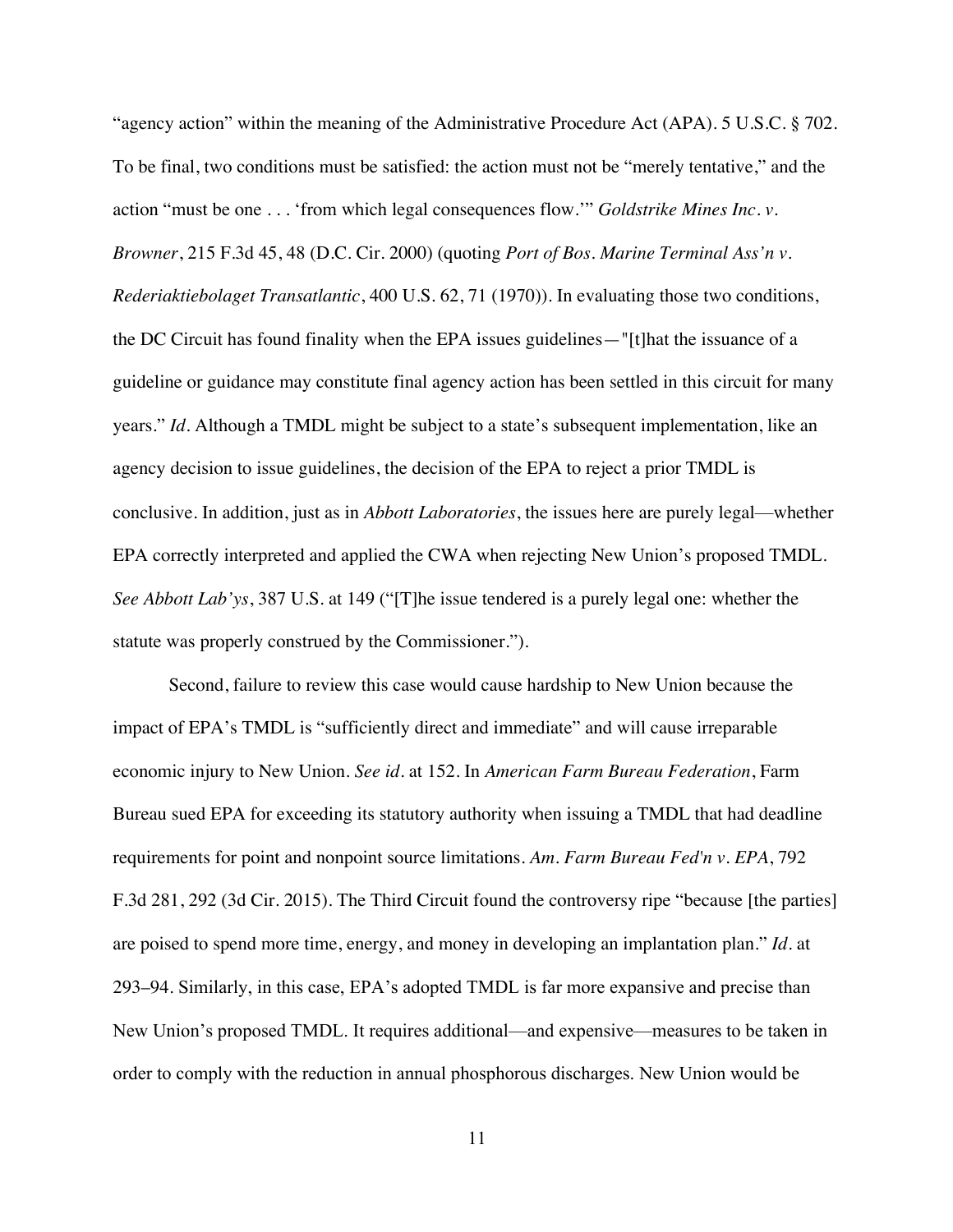"agency action" within the meaning of the Administrative Procedure Act (APA). 5 U.S.C. § 702. To be final, two conditions must be satisfied: the action must not be "merely tentative," and the action "must be one . . . 'from which legal consequences flow.'" *Goldstrike Mines Inc. v. Browner*, 215 F.3d 45, 48 (D.C. Cir. 2000) (quoting *Port of Bos. Marine Terminal Ass'n v. Rederiaktiebolaget Transatlantic*, 400 U.S. 62, 71 (1970)). In evaluating those two conditions, the DC Circuit has found finality when the EPA issues guidelines—"[t]hat the issuance of a guideline or guidance may constitute final agency action has been settled in this circuit for many years." *Id.* Although a TMDL might be subject to a state's subsequent implementation, like an agency decision to issue guidelines, the decision of the EPA to reject a prior TMDL is conclusive. In addition, just as in *Abbott Laboratories*, the issues here are purely legal—whether EPA correctly interpreted and applied the CWA when rejecting New Union's proposed TMDL. *See Abbott Lab'ys*, 387 U.S. at 149 ("[T]he issue tendered is a purely legal one: whether the statute was properly construed by the Commissioner.").

Second, failure to review this case would cause hardship to New Union because the impact of EPA's TMDL is "sufficiently direct and immediate" and will cause irreparable economic injury to New Union. *See id.* at 152. In *American Farm Bureau Federation*, Farm Bureau sued EPA for exceeding its statutory authority when issuing a TMDL that had deadline requirements for point and nonpoint source limitations. *Am. Farm Bureau Fed'n v. EPA*, 792 F.3d 281, 292 (3d Cir. 2015). The Third Circuit found the controversy ripe "because [the parties] are poised to spend more time, energy, and money in developing an implantation plan." *Id.* at 293–94. Similarly, in this case, EPA's adopted TMDL is far more expansive and precise than New Union's proposed TMDL. It requires additional—and expensive—measures to be taken in order to comply with the reduction in annual phosphorous discharges. New Union would be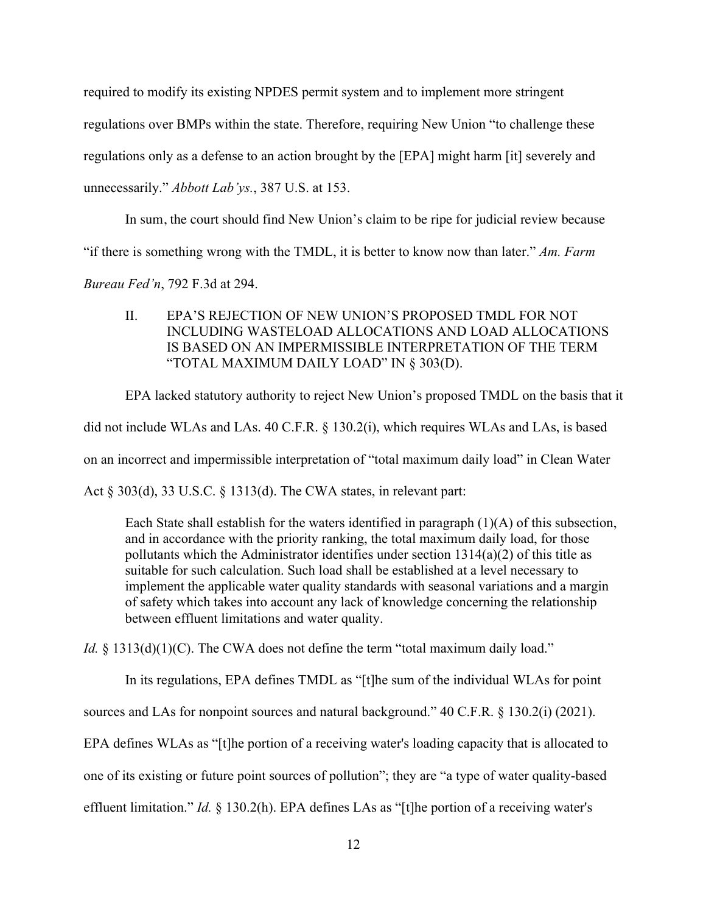required to modify its existing NPDES permit system and to implement more stringent regulations over BMPs within the state. Therefore, requiring New Union "to challenge these regulations only as a defense to an action brought by the [EPA] might harm [it] severely and unnecessarily." *Abbott Lab'ys.*, 387 U.S. at 153.

In sum, the court should find New Union's claim to be ripe for judicial review because "if there is something wrong with the TMDL, it is better to know now than later." *Am. Farm Bureau Fed'n*, 792 F.3d at 294.

## II. EPA'S REJECTION OF NEW UNION'S PROPOSED TMDL FOR NOT INCLUDING WASTELOAD ALLOCATIONS AND LOAD ALLOCATIONS IS BASED ON AN IMPERMISSIBLE INTERPRETATION OF THE TERM "TOTAL MAXIMUM DAILY LOAD" IN § 303(D).

EPA lacked statutory authority to reject New Union's proposed TMDL on the basis that it did not include WLAs and LAs. 40 C.F.R. § 130.2(i), which requires WLAs and LAs, is based on an incorrect and impermissible interpretation of "total maximum daily load" in Clean Water Act § 303(d), 33 U.S.C. § 1313(d). The CWA states, in relevant part:

> Each State shall establish for the waters identified in paragraph (1)(A) of this subsection, and in accordance with the priority ranking, the total maximum daily load, for those pollutants which the Administrator identifies under section 1314(a)(2) of this title as suitable for such calculation. Such load shall be established at a level necessary to implement the applicable water quality standards with seasonal variations and a margin of safety which takes into account any lack of knowledge concerning the relationship between effluent limitations and water quality.

*Id.* § 1313(d)(1)(C). The CWA does not define the term "total maximum daily load."

In its regulations, EPA defines TMDL as "[t]he sum of the individual WLAs for point sources and LAs for nonpoint sources and natural background." 40 C.F.R. § 130.2(i) (2021). EPA defines WLAs as "[t]he portion of a receiving water's loading capacity that is allocated to one of its existing or future point sources of pollution"; they are "a type of water quality-based effluent limitation." *Id.* § 130.2(h). EPA defines LAs as "[t]he portion of a receiving water's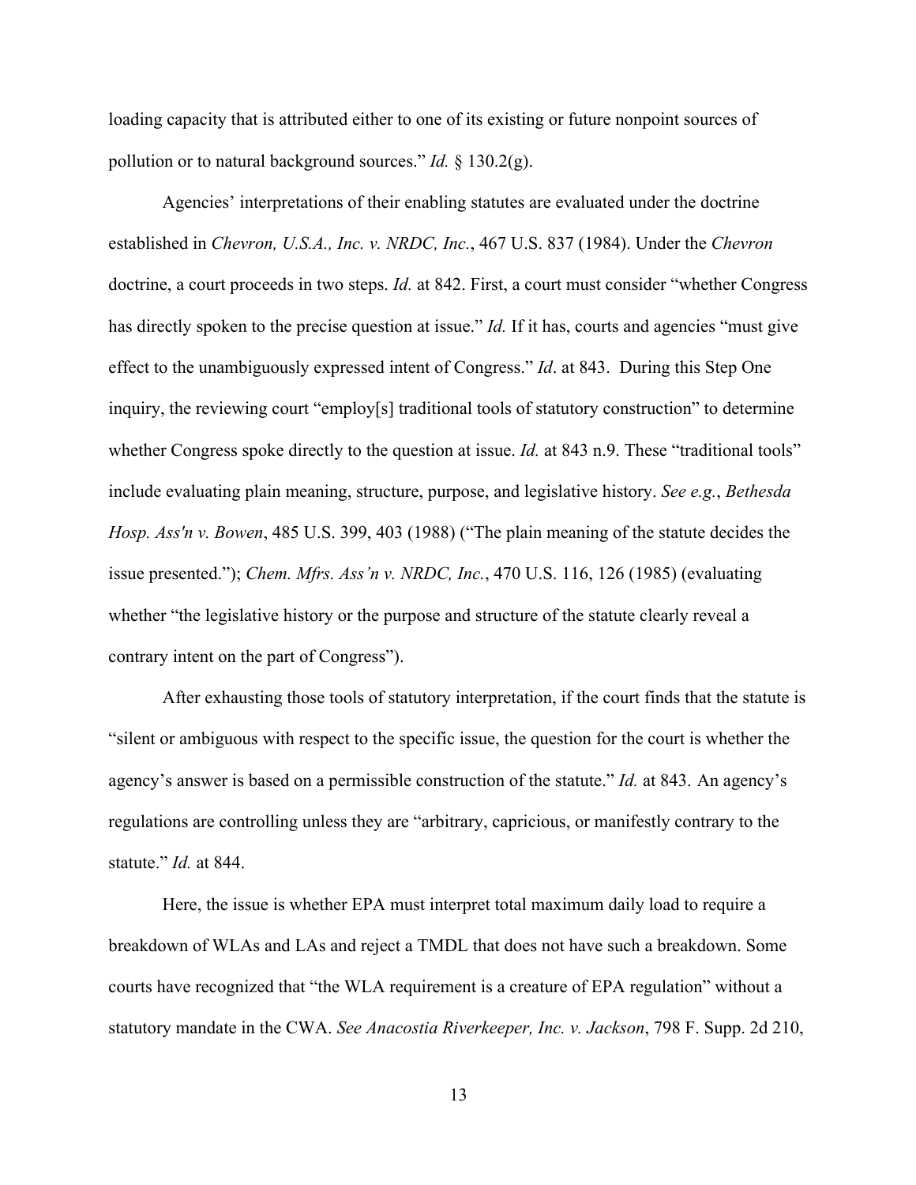loading capacity that is attributed either to one of its existing or future nonpoint sources of pollution or to natural background sources." *Id.* § 130.2(g).

Agencies' interpretations of their enabling statutes are evaluated under the doctrine established in *Chevron, U.S.A., Inc. v. NRDC, Inc.*, 467 U.S. 837 (1984). Under the *Chevron* doctrine, a court proceeds in two steps. *Id.* at 842. First, a court must consider "whether Congress has directly spoken to the precise question at issue." *Id.* If it has, courts and agencies "must give effect to the unambiguously expressed intent of Congress." *Id*. at 843. During this Step One inquiry, the reviewing court "employ[s] traditional tools of statutory construction" to determine whether Congress spoke directly to the question at issue. *Id.* at 843 n.9. These "traditional tools" include evaluating plain meaning, structure, purpose, and legislative history. *See e.g.*, *Bethesda Hosp. Ass'n v. Bowen*, 485 U.S. 399, 403 (1988) ("The plain meaning of the statute decides the issue presented."); *Chem. Mfrs. Ass'n v. NRDC, Inc.*, 470 U.S. 116, 126 (1985) (evaluating whether "the legislative history or the purpose and structure of the statute clearly reveal a contrary intent on the part of Congress").

After exhausting those tools of statutory interpretation, if the court finds that the statute is "silent or ambiguous with respect to the specific issue, the question for the court is whether the agency's answer is based on a permissible construction of the statute." *Id.* at 843. An agency's regulations are controlling unless they are "arbitrary, capricious, or manifestly contrary to the statute." *Id.* at 844.

Here, the issue is whether EPA must interpret total maximum daily load to require a breakdown of WLAs and LAs and reject a TMDL that does not have such a breakdown. Some courts have recognized that "the WLA requirement is a creature of EPA regulation" without a statutory mandate in the CWA. *See Anacostia Riverkeeper, Inc. v. Jackson*, 798 F. Supp. 2d 210,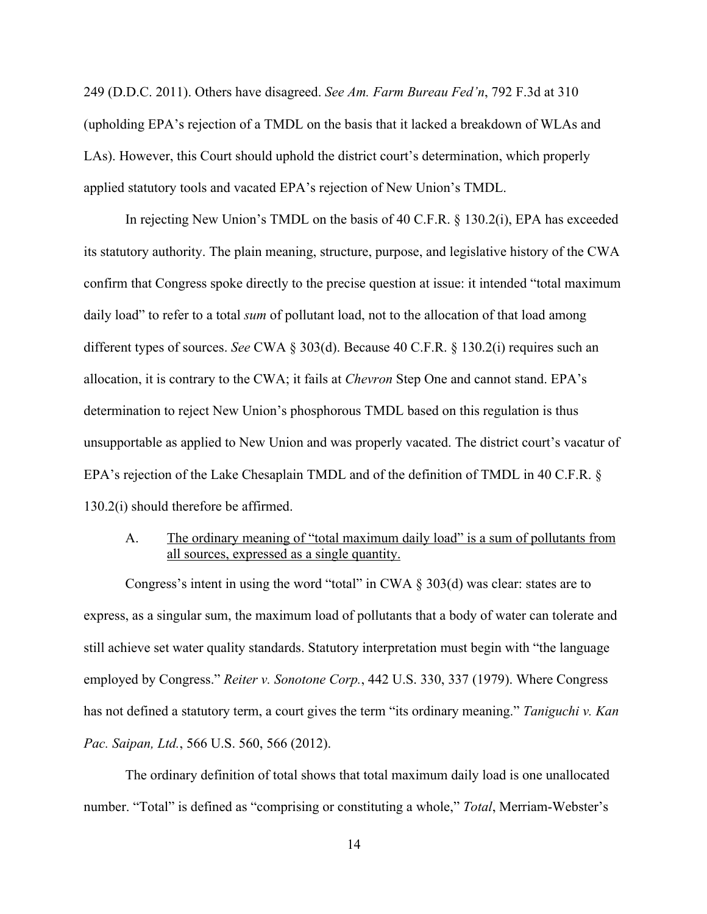249 (D.D.C. 2011). Others have disagreed. *See Am. Farm Bureau Fed'n*, 792 F.3d at 310 (upholding EPA's rejection of a TMDL on the basis that it lacked a breakdown of WLAs and LAs). However, this Court should uphold the district court's determination, which properly applied statutory tools and vacated EPA's rejection of New Union's TMDL.

In rejecting New Union's TMDL on the basis of 40 C.F.R. § 130.2(i), EPA has exceeded its statutory authority. The plain meaning, structure, purpose, and legislative history of the CWA confirm that Congress spoke directly to the precise question at issue: it intended "total maximum daily load" to refer to a total *sum* of pollutant load, not to the allocation of that load among different types of sources. *See* CWA § 303(d). Because 40 C.F.R. § 130.2(i) requires such an allocation, it is contrary to the CWA; it fails at *Chevron* Step One and cannot stand. EPA's determination to reject New Union's phosphorous TMDL based on this regulation is thus unsupportable as applied to New Union and was properly vacated. The district court's vacatur of EPA's rejection of the Lake Chesaplain TMDL and of the definition of TMDL in 40 C.F.R. § 130.2(i) should therefore be affirmed.

### A. <u>The ordinary meaning of "total maximum daily load" is a sum of pollutants from all sources, expressed as a single quantity.</u>

Congress's intent in using the word "total" in CWA § 303(d) was clear: states are to express, as a singular sum, the maximum load of pollutants that a body of water can tolerate and still achieve set water quality standards. Statutory interpretation must begin with "the language employed by Congress." *Reiter v. Sonotone Corp.*, 442 U.S. 330, 337 (1979). Where Congress has not defined a statutory term, a court gives the term "its ordinary meaning." *Taniguchi v. Kan Pac. Saipan, Ltd.*, 566 U.S. 560, 566 (2012).

The ordinary definition of total shows that total maximum daily load is one unallocated number. "Total" is defined as "comprising or constituting a whole," *Total*, Merriam-Webster's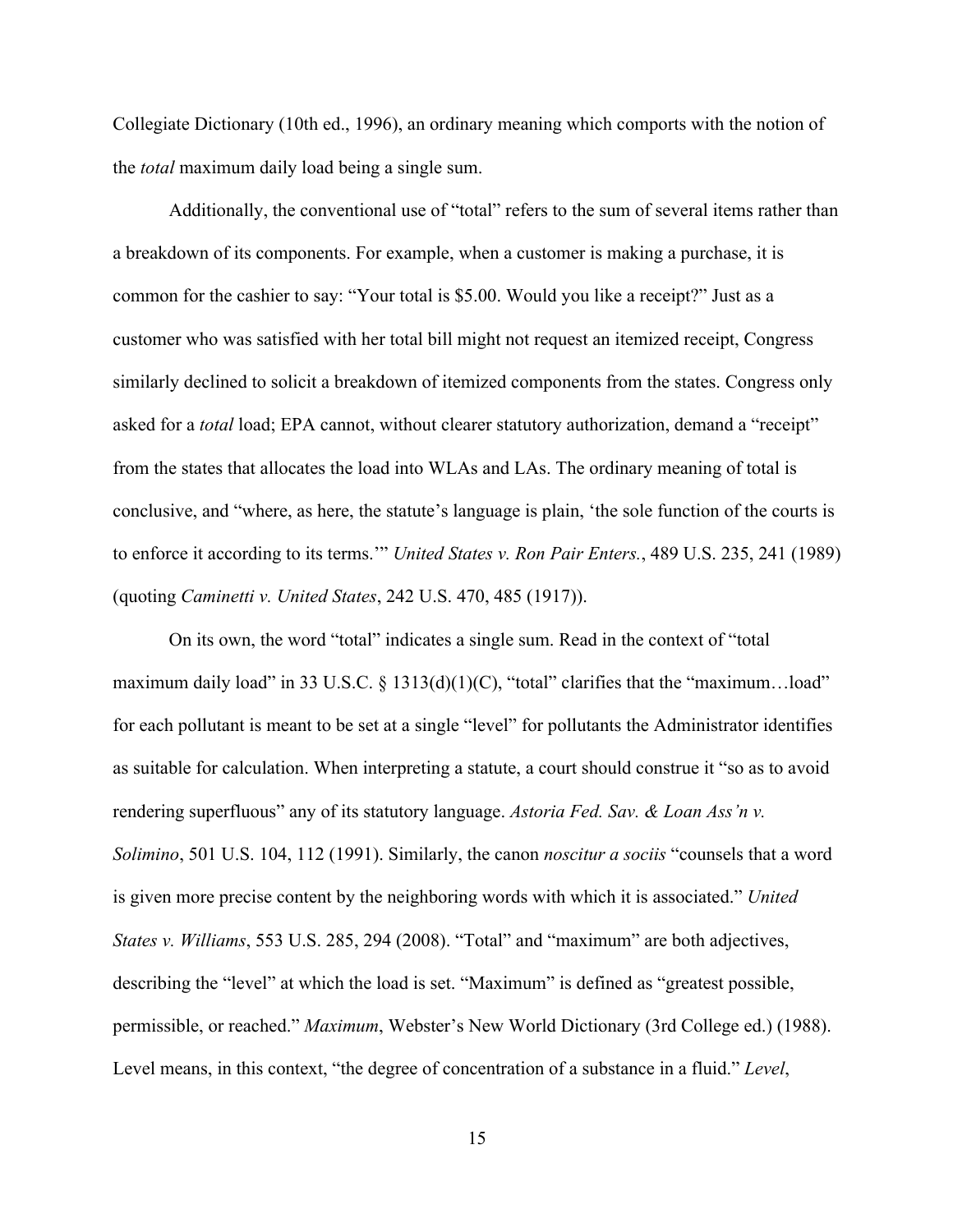Collegiate Dictionary (10th ed., 1996), an ordinary meaning which comports with the notion of the *total* maximum daily load being a single sum.

Additionally, the conventional use of "total" refers to the sum of several items rather than a breakdown of its components. For example, when a customer is making a purchase, it is common for the cashier to say: "Your total is $5.00. Would you like a receipt?" Just as a customer who was satisfied with her total bill might not request an itemized receipt, Congress similarly declined to solicit a breakdown of itemized components from the states. Congress only asked for a *total* load; EPA cannot, without clearer statutory authorization, demand a "receipt" from the states that allocates the load into WLAs and LAs. The ordinary meaning of total is conclusive, and "where, as here, the statute's language is plain, 'the sole function of the courts is to enforce it according to its terms.'" *United States v. Ron Pair Enters.*, 489 U.S. 235, 241 (1989) (quoting *Caminetti v. United States*, 242 U.S. 470, 485 (1917)).

On its own, the word "total" indicates a single sum. Read in the context of "total maximum daily load" in 33 U.S.C. § 1313(d)(1)(C), "total" clarifies that the "maximum…load" for each pollutant is meant to be set at a single "level" for pollutants the Administrator identifies as suitable for calculation. When interpreting a statute, a court should construe it "so as to avoid rendering superfluous" any of its statutory language. *Astoria Fed. Sav. & Loan Ass'n v. Solimino*, 501 U.S. 104, 112 (1991). Similarly, the canon *noscitur a sociis* "counsels that a word is given more precise content by the neighboring words with which it is associated." *United States v. Williams*, 553 U.S. 285, 294 (2008). "Total" and "maximum" are both adjectives, describing the "level" at which the load is set. "Maximum" is defined as "greatest possible, permissible, or reached." *Maximum*, Webster's New World Dictionary (3rd College ed.) (1988). Level means, in this context, "the degree of concentration of a substance in a fluid." *Level*,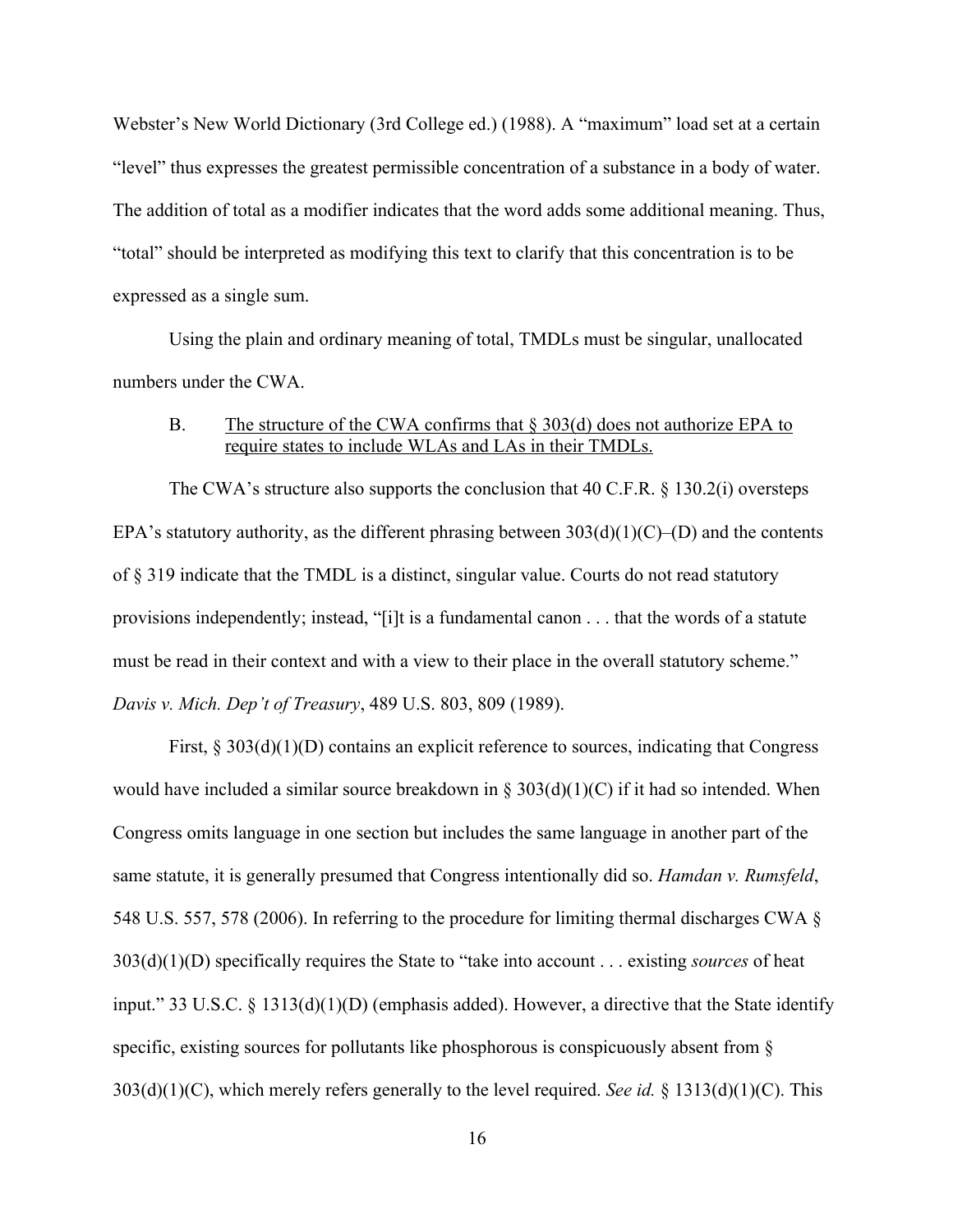Webster's New World Dictionary (3rd College ed.) (1988). A "maximum" load set at a certain "level" thus expresses the greatest permissible concentration of a substance in a body of water. The addition of total as a modifier indicates that the word adds some additional meaning. Thus, "total" should be interpreted as modifying this text to clarify that this concentration is to be expressed as a single sum.

Using the plain and ordinary meaning of total, TMDLs must be singular, unallocated numbers under the CWA.

B. The structure of the CWA confirms that § 303(d) does not authorize EPA to require states to include WLAs and LAs in their TMDLs.

The CWA's structure also supports the conclusion that 40 C.F.R. § 130.2(i) oversteps EPA's statutory authority, as the different phrasing between 303(d)(1)(C)–(D) and the contents of § 319 indicate that the TMDL is a distinct, singular value. Courts do not read statutory provisions independently; instead, "[i]t is a fundamental canon . . . that the words of a statute must be read in their context and with a view to their place in the overall statutory scheme." *Davis v. Mich. Dep't of Treasury*, 489 U.S. 803, 809 (1989).

First, § 303(d)(1)(D) contains an explicit reference to sources, indicating that Congress would have included a similar source breakdown in § 303(d)(1)(C) if it had so intended. When Congress omits language in one section but includes the same language in another part of the same statute, it is generally presumed that Congress intentionally did so. *Hamdan v. Rumsfeld*, 548 U.S. 557, 578 (2006). In referring to the procedure for limiting thermal discharges CWA § 303(d)(1)(D) specifically requires the State to "take into account . . . existing *sources* of heat input." 33 U.S.C. § 1313(d)(1)(D) (emphasis added). However, a directive that the State identify specific, existing sources for pollutants like phosphorous is conspicuously absent from § 303(d)(1)(C), which merely refers generally to the level required. *See id.* § 1313(d)(1)(C). This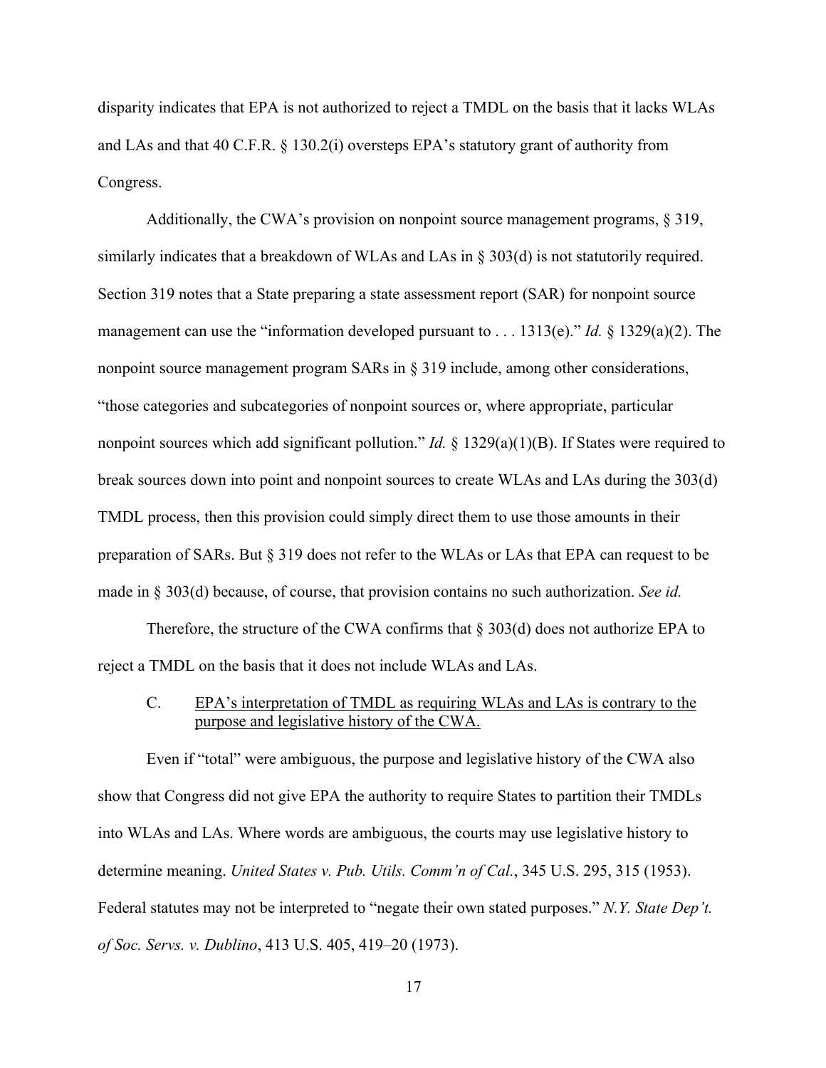disparity indicates that EPA is not authorized to reject a TMDL on the basis that it lacks WLAs and LAs and that 40 C.F.R. § 130.2(i) oversteps EPA's statutory grant of authority from Congress.

Additionally, the CWA's provision on nonpoint source management programs, § 319, similarly indicates that a breakdown of WLAs and LAs in § 303(d) is not statutorily required. Section 319 notes that a State preparing a state assessment report (SAR) for nonpoint source management can use the "information developed pursuant to . . . 1313(e)." *Id.* § 1329(a)(2). The nonpoint source management program SARs in § 319 include, among other considerations, "those categories and subcategories of nonpoint sources or, where appropriate, particular nonpoint sources which add significant pollution." *Id.* § 1329(a)(1)(B). If States were required to break sources down into point and nonpoint sources to create WLAs and LAs during the 303(d) TMDL process, then this provision could simply direct them to use those amounts in their preparation of SARs. But § 319 does not refer to the WLAs or LAs that EPA can request to be made in § 303(d) because, of course, that provision contains no such authorization. *See id.*

Therefore, the structure of the CWA confirms that § 303(d) does not authorize EPA to reject a TMDL on the basis that it does not include WLAs and LAs.

### C. EPA's interpretation of TMDL as requiring WLAs and LAs is contrary to the purpose and legislative history of the CWA.

Even if "total" were ambiguous, the purpose and legislative history of the CWA also show that Congress did not give EPA the authority to require States to partition their TMDLs into WLAs and LAs. Where words are ambiguous, the courts may use legislative history to determine meaning. *United States v. Pub. Utils. Comm'n of Cal.*, 345 U.S. 295, 315 (1953). Federal statutes may not be interpreted to "negate their own stated purposes." *N.Y. State Dep't. of Soc. Servs. v. Dublino*, 413 U.S. 405, 419–20 (1973).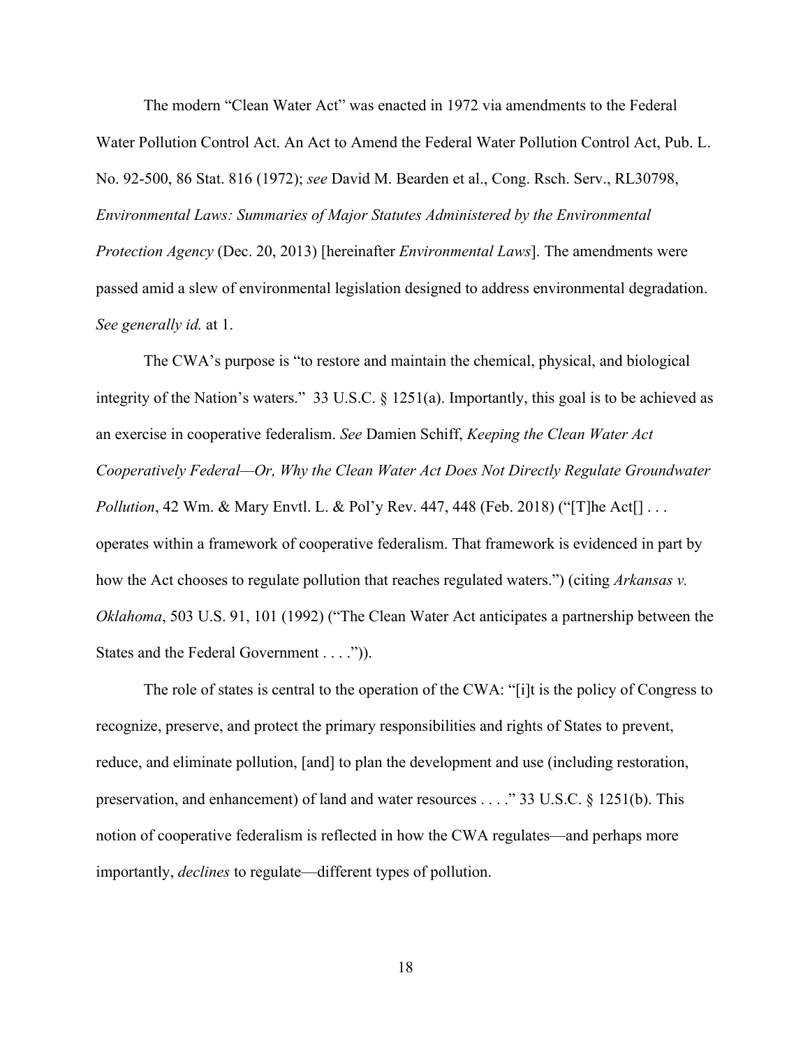The modern "Clean Water Act" was enacted in 1972 via amendments to the Federal Water Pollution Control Act. An Act to Amend the Federal Water Pollution Control Act, Pub. L. No. 92-500, 86 Stat. 816 (1972); *see* David M. Bearden et al., Cong. Rsch. Serv., RL30798, *Environmental Laws: Summaries of Major Statutes Administered by the Environmental Protection Agency* (Dec. 20, 2013) [hereinafter *Environmental Laws*]. The amendments were passed amid a slew of environmental legislation designed to address environmental degradation. *See generally id.* at 1.

The CWA's purpose is "to restore and maintain the chemical, physical, and biological integrity of the Nation's waters." 33 U.S.C. § 1251(a). Importantly, this goal is to be achieved as an exercise in cooperative federalism. *See* Damien Schiff, *Keeping the Clean Water Act Cooperatively Federal—Or, Why the Clean Water Act Does Not Directly Regulate Groundwater Pollution*, 42 Wm. & Mary Envtl. L. & Pol'y Rev. 447, 448 (Feb. 2018) ("[T]he Act[] . . . operates within a framework of cooperative federalism. That framework is evidenced in part by how the Act chooses to regulate pollution that reaches regulated waters.") (citing *Arkansas v. Oklahoma*, 503 U.S. 91, 101 (1992) ("The Clean Water Act anticipates a partnership between the States and the Federal Government . . . .")).

The role of states is central to the operation of the CWA: "[i]t is the policy of Congress to recognize, preserve, and protect the primary responsibilities and rights of States to prevent, reduce, and eliminate pollution, [and] to plan the development and use (including restoration, preservation, and enhancement) of land and water resources . . . ." 33 U.S.C. § 1251(b). This notion of cooperative federalism is reflected in how the CWA regulates—and perhaps more importantly, *declines* to regulate—different types of pollution.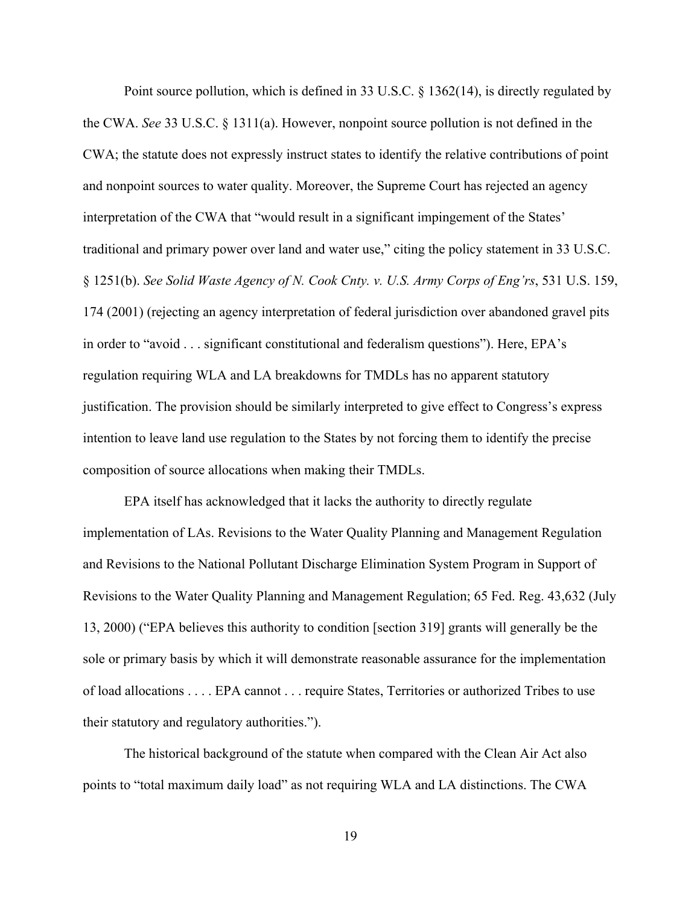Point source pollution, which is defined in 33 U.S.C. § 1362(14), is directly regulated by the CWA. *See* 33 U.S.C. § 1311(a). However, nonpoint source pollution is not defined in the CWA; the statute does not expressly instruct states to identify the relative contributions of point and nonpoint sources to water quality. Moreover, the Supreme Court has rejected an agency interpretation of the CWA that "would result in a significant impingement of the States' traditional and primary power over land and water use," citing the policy statement in 33 U.S.C. § 1251(b). *See Solid Waste Agency of N. Cook Cnty. v. U.S. Army Corps of Eng'rs*, 531 U.S. 159, 174 (2001) (rejecting an agency interpretation of federal jurisdiction over abandoned gravel pits in order to "avoid . . . significant constitutional and federalism questions"). Here, EPA's regulation requiring WLA and LA breakdowns for TMDLs has no apparent statutory justification. The provision should be similarly interpreted to give effect to Congress's express intention to leave land use regulation to the States by not forcing them to identify the precise composition of source allocations when making their TMDLs.

EPA itself has acknowledged that it lacks the authority to directly regulate implementation of LAs. Revisions to the Water Quality Planning and Management Regulation and Revisions to the National Pollutant Discharge Elimination System Program in Support of Revisions to the Water Quality Planning and Management Regulation; 65 Fed. Reg. 43,632 (July 13, 2000) ("EPA believes this authority to condition [section 319] grants will generally be the sole or primary basis by which it will demonstrate reasonable assurance for the implementation of load allocations . . . . EPA cannot . . . require States, Territories or authorized Tribes to use their statutory and regulatory authorities.").

The historical background of the statute when compared with the Clean Air Act also points to "total maximum daily load" as not requiring WLA and LA distinctions. The CWA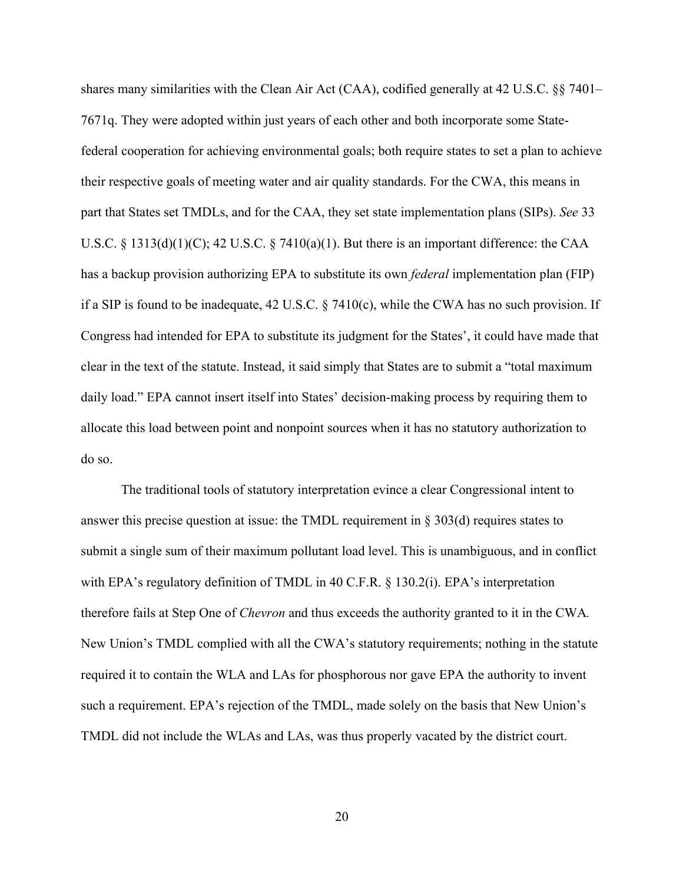shares many similarities with the Clean Air Act (CAA), codified generally at 42 U.S.C. §§ 7401–7671q. They were adopted within just years of each other and both incorporate some State-federal cooperation for achieving environmental goals; both require states to set a plan to achieve their respective goals of meeting water and air quality standards. For the CWA, this means in part that States set TMDLs, and for the CAA, they set state implementation plans (SIPs). *See* 33 U.S.C. § 1313(d)(1)(C); 42 U.S.C. § 7410(a)(1). But there is an important difference: the CAA has a backup provision authorizing EPA to substitute its own *federal* implementation plan (FIP) if a SIP is found to be inadequate, 42 U.S.C. § 7410(c), while the CWA has no such provision. If Congress had intended for EPA to substitute its judgment for the States', it could have made that clear in the text of the statute. Instead, it said simply that States are to submit a "total maximum daily load." EPA cannot insert itself into States' decision-making process by requiring them to allocate this load between point and nonpoint sources when it has no statutory authorization to do so.

The traditional tools of statutory interpretation evince a clear Congressional intent to answer this precise question at issue: the TMDL requirement in § 303(d) requires states to submit a single sum of their maximum pollutant load level. This is unambiguous, and in conflict with EPA's regulatory definition of TMDL in 40 C.F.R. § 130.2(i). EPA's interpretation therefore fails at Step One of *Chevron* and thus exceeds the authority granted to it in the CWA. New Union's TMDL complied with all the CWA's statutory requirements; nothing in the statute required it to contain the WLA and LAs for phosphorous nor gave EPA the authority to invent such a requirement. EPA's rejection of the TMDL, made solely on the basis that New Union's TMDL did not include the WLAs and LAs, was thus properly vacated by the district court.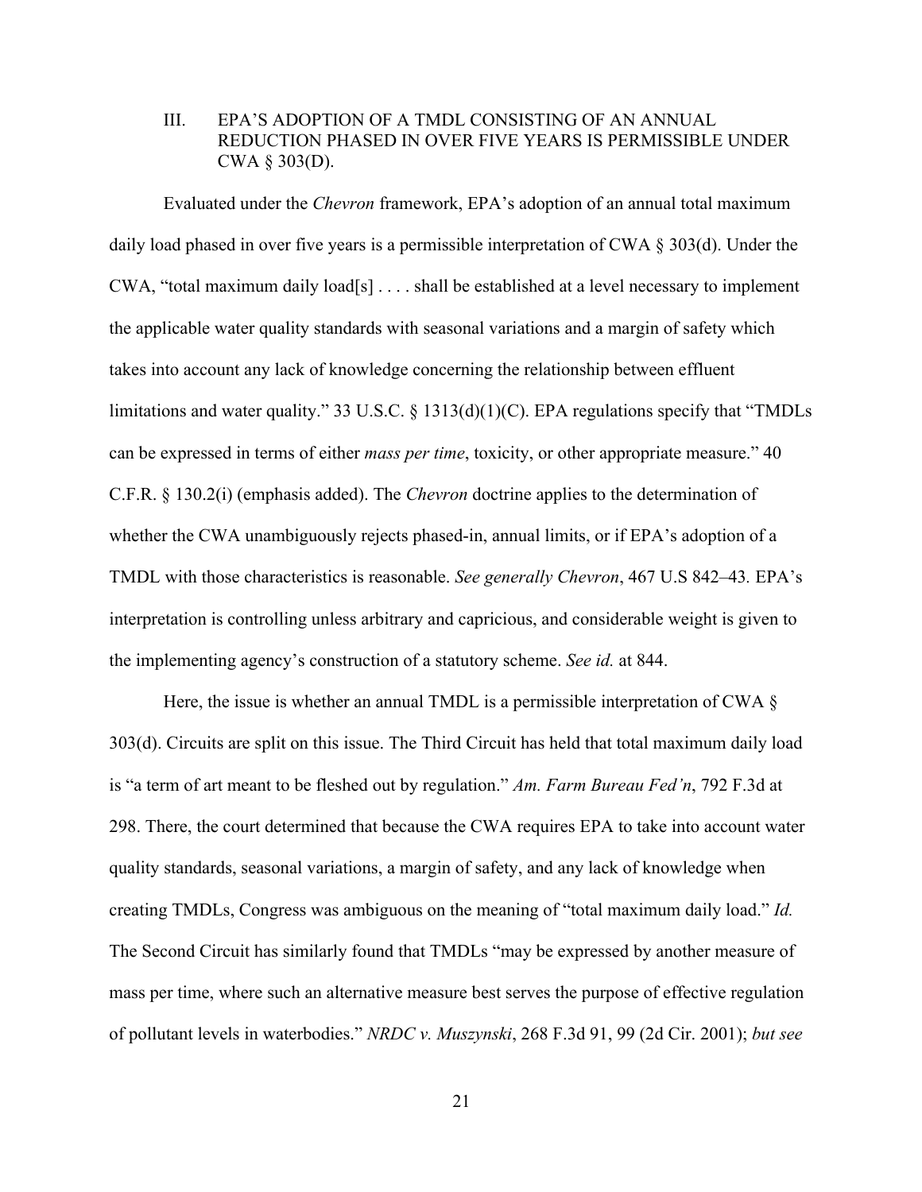### III. EPA'S ADOPTION OF A TMDL CONSISTING OF AN ANNUAL REDUCTION PHASED IN OVER FIVE YEARS IS PERMISSIBLE UNDER CWA § 303(D).

Evaluated under the *Chevron* framework, EPA's adoption of an annual total maximum daily load phased in over five years is a permissible interpretation of CWA § 303(d). Under the CWA, "total maximum daily load[s] . . . . shall be established at a level necessary to implement the applicable water quality standards with seasonal variations and a margin of safety which takes into account any lack of knowledge concerning the relationship between effluent limitations and water quality." 33 U.S.C. § 1313(d)(1)(C). EPA regulations specify that "TMDLs can be expressed in terms of either *mass per time*, toxicity, or other appropriate measure." 40 C.F.R. § 130.2(i) (emphasis added). The *Chevron* doctrine applies to the determination of whether the CWA unambiguously rejects phased-in, annual limits, or if EPA's adoption of a TMDL with those characteristics is reasonable. *See generally Chevron*, 467 U.S 842–43. EPA's interpretation is controlling unless arbitrary and capricious, and considerable weight is given to the implementing agency's construction of a statutory scheme. *See id.* at 844.

Here, the issue is whether an annual TMDL is a permissible interpretation of CWA § 303(d). Circuits are split on this issue. The Third Circuit has held that total maximum daily load is "a term of art meant to be fleshed out by regulation." *Am. Farm Bureau Fed'n*, 792 F.3d at 298. There, the court determined that because the CWA requires EPA to take into account water quality standards, seasonal variations, a margin of safety, and any lack of knowledge when creating TMDLs, Congress was ambiguous on the meaning of "total maximum daily load." *Id.* The Second Circuit has similarly found that TMDLs "may be expressed by another measure of mass per time, where such an alternative measure best serves the purpose of effective regulation of pollutant levels in waterbodies." *NRDC v. Muszynski*, 268 F.3d 91, 99 (2d Cir. 2001); *but see*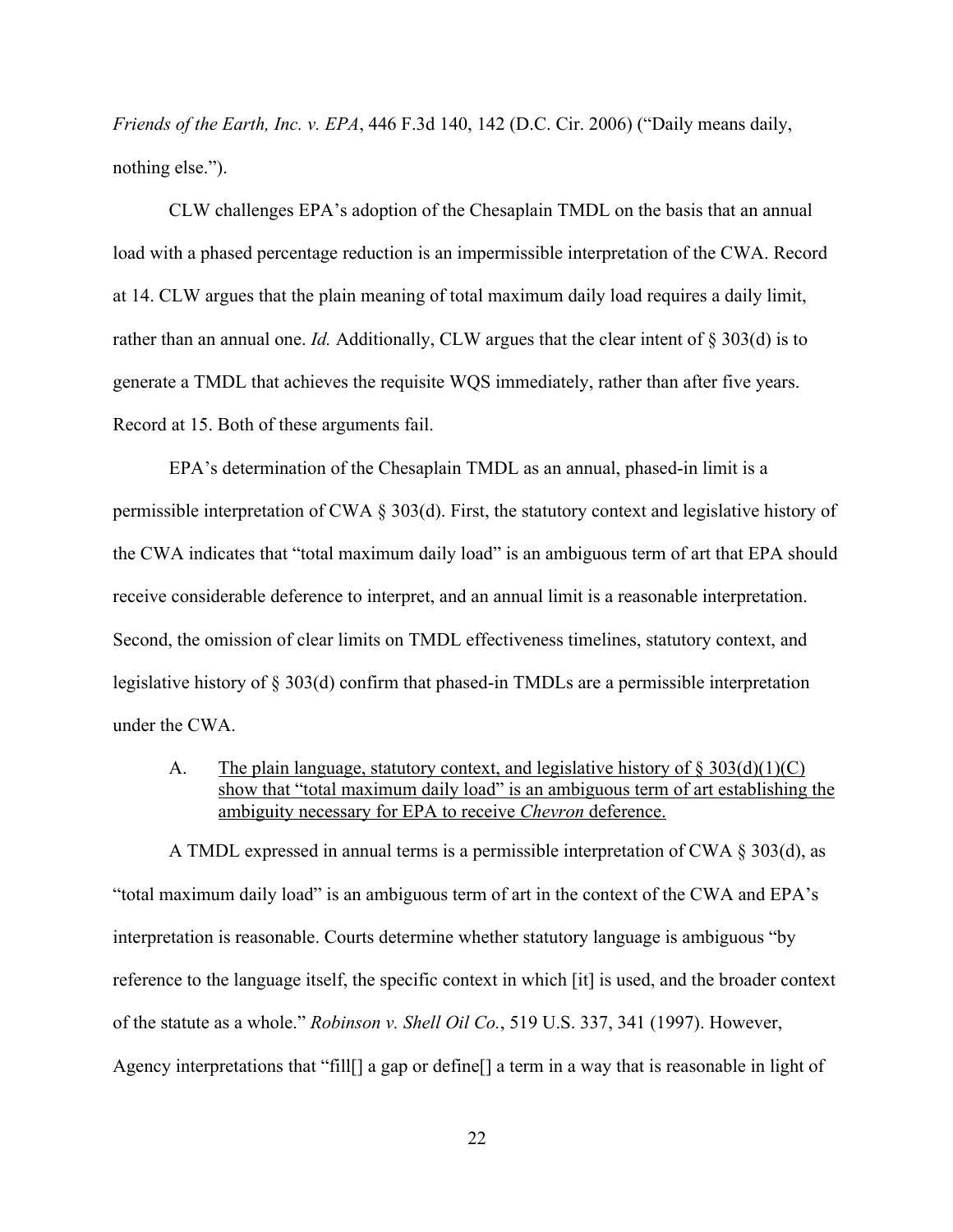*Friends of the Earth, Inc. v. EPA*, 446 F.3d 140, 142 (D.C. Cir. 2006) ("Daily means daily, nothing else.").

CLW challenges EPA's adoption of the Chesaplain TMDL on the basis that an annual load with a phased percentage reduction is an impermissible interpretation of the CWA. Record at 14. CLW argues that the plain meaning of total maximum daily load requires a daily limit, rather than an annual one. *Id.* Additionally, CLW argues that the clear intent of § 303(d) is to generate a TMDL that achieves the requisite WQS immediately, rather than after five years. Record at 15. Both of these arguments fail.

EPA's determination of the Chesaplain TMDL as an annual, phased-in limit is a permissible interpretation of CWA § 303(d). First, the statutory context and legislative history of the CWA indicates that "total maximum daily load" is an ambiguous term of art that EPA should receive considerable deference to interpret, and an annual limit is a reasonable interpretation. Second, the omission of clear limits on TMDL effectiveness timelines, statutory context, and legislative history of § 303(d) confirm that phased-in TMDLs are a permissible interpretation under the CWA.

A. <u>The plain language, statutory context, and legislative history of § 303(d)(1)(C) show that "total maximum daily load" is an ambiguous term of art establishing the ambiguity necessary for EPA to receive *Chevron* deference.</u>

A TMDL expressed in annual terms is a permissible interpretation of CWA § 303(d), as "total maximum daily load" is an ambiguous term of art in the context of the CWA and EPA's interpretation is reasonable. Courts determine whether statutory language is ambiguous "by reference to the language itself, the specific context in which [it] is used, and the broader context of the statute as a whole." *Robinson v. Shell Oil Co.*, 519 U.S. 337, 341 (1997). However, Agency interpretations that "fill[] a gap or define[] a term in a way that is reasonable in light of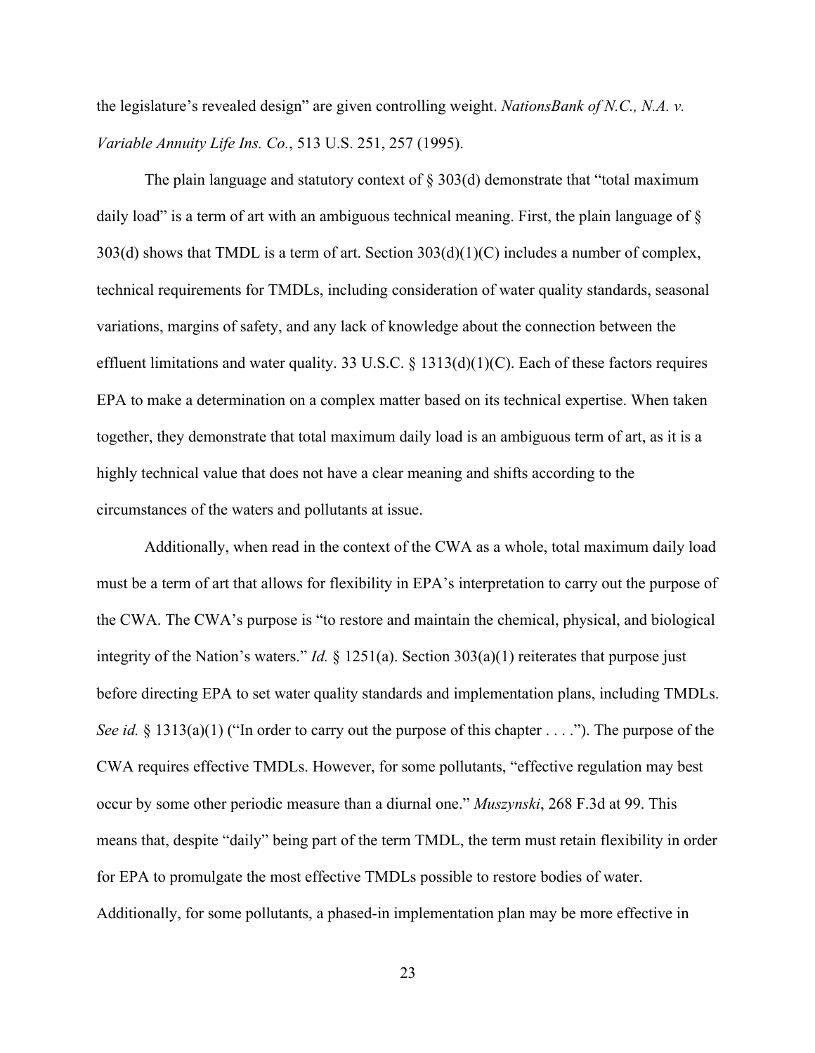the legislature's revealed design" are given controlling weight. *NationsBank of N.C., N.A. v. Variable Annuity Life Ins. Co.*, 513 U.S. 251, 257 (1995).

The plain language and statutory context of § 303(d) demonstrate that "total maximum daily load" is a term of art with an ambiguous technical meaning. First, the plain language of § 303(d) shows that TMDL is a term of art. Section 303(d)(1)(C) includes a number of complex, technical requirements for TMDLs, including consideration of water quality standards, seasonal variations, margins of safety, and any lack of knowledge about the connection between the effluent limitations and water quality. 33 U.S.C. § 1313(d)(1)(C). Each of these factors requires EPA to make a determination on a complex matter based on its technical expertise. When taken together, they demonstrate that total maximum daily load is an ambiguous term of art, as it is a highly technical value that does not have a clear meaning and shifts according to the circumstances of the waters and pollutants at issue.

Additionally, when read in the context of the CWA as a whole, total maximum daily load must be a term of art that allows for flexibility in EPA's interpretation to carry out the purpose of the CWA. The CWA's purpose is "to restore and maintain the chemical, physical, and biological integrity of the Nation's waters." *Id.* § 1251(a). Section 303(a)(1) reiterates that purpose just before directing EPA to set water quality standards and implementation plans, including TMDLs. *See id.* § 1313(a)(1) ("In order to carry out the purpose of this chapter . . . ."). The purpose of the CWA requires effective TMDLs. However, for some pollutants, "effective regulation may best occur by some other periodic measure than a diurnal one." *Muszynski*, 268 F.3d at 99. This means that, despite "daily" being part of the term TMDL, the term must retain flexibility in order for EPA to promulgate the most effective TMDLs possible to restore bodies of water. Additionally, for some pollutants, a phased-in implementation plan may be more effective in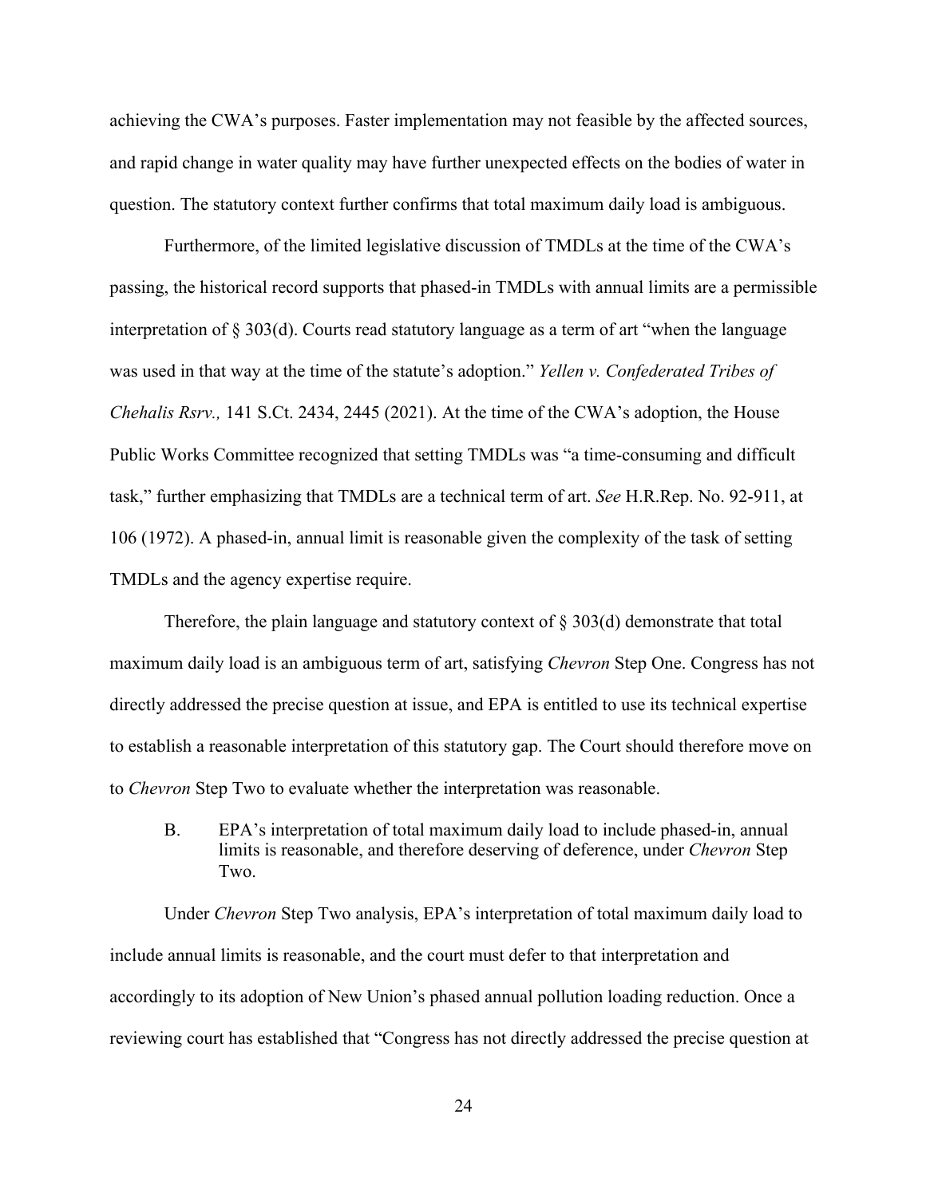achieving the CWA's purposes. Faster implementation may not feasible by the affected sources, and rapid change in water quality may have further unexpected effects on the bodies of water in question. The statutory context further confirms that total maximum daily load is ambiguous.

Furthermore, of the limited legislative discussion of TMDLs at the time of the CWA's passing, the historical record supports that phased-in TMDLs with annual limits are a permissible interpretation of § 303(d). Courts read statutory language as a term of art "when the language was used in that way at the time of the statute's adoption." *Yellen v. Confederated Tribes of Chehalis Rsrv.,* 141 S.Ct. 2434, 2445 (2021). At the time of the CWA's adoption, the House Public Works Committee recognized that setting TMDLs was "a time-consuming and difficult task," further emphasizing that TMDLs are a technical term of art. *See* H.R.Rep. No. 92-911, at 106 (1972). A phased-in, annual limit is reasonable given the complexity of the task of setting TMDLs and the agency expertise require.

Therefore, the plain language and statutory context of § 303(d) demonstrate that total maximum daily load is an ambiguous term of art, satisfying *Chevron* Step One. Congress has not directly addressed the precise question at issue, and EPA is entitled to use its technical expertise to establish a reasonable interpretation of this statutory gap. The Court should therefore move on to *Chevron* Step Two to evaluate whether the interpretation was reasonable.

### B. EPA's interpretation of total maximum daily load to include phased-in, annual limits is reasonable, and therefore deserving of deference, under *Chevron* Step Two.

Under *Chevron* Step Two analysis, EPA's interpretation of total maximum daily load to include annual limits is reasonable, and the court must defer to that interpretation and accordingly to its adoption of New Union's phased annual pollution loading reduction. Once a reviewing court has established that "Congress has not directly addressed the precise question at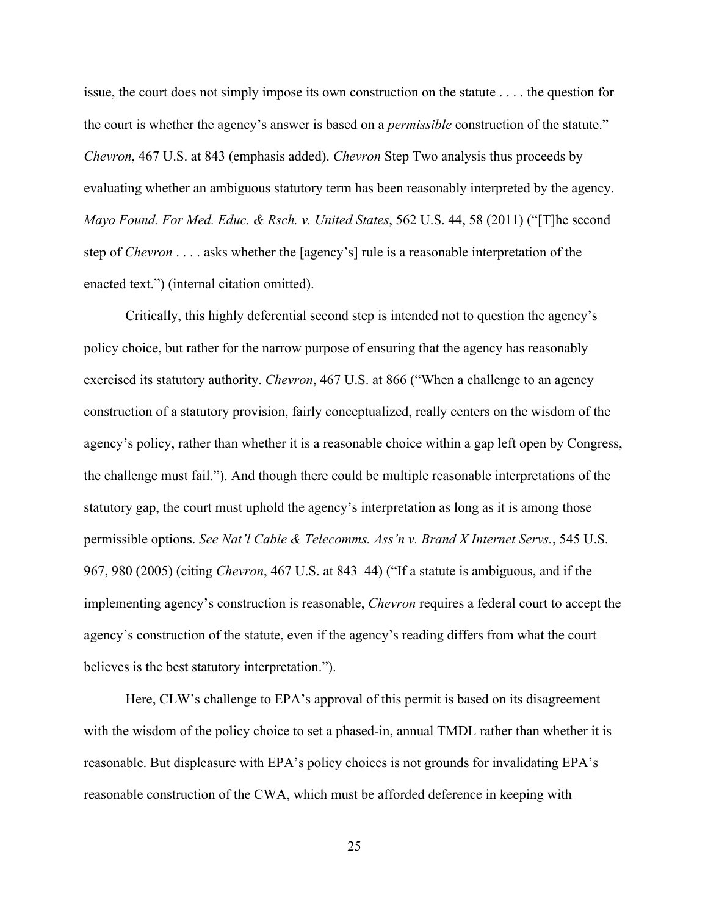issue, the court does not simply impose its own construction on the statute . . . . the question for the court is whether the agency's answer is based on a *permissible* construction of the statute." *Chevron*, 467 U.S. at 843 (emphasis added). *Chevron* Step Two analysis thus proceeds by evaluating whether an ambiguous statutory term has been reasonably interpreted by the agency. *Mayo Found. For Med. Educ. & Rsch. v. United States*, 562 U.S. 44, 58 (2011) ("[T]he second step of *Chevron* . . . . asks whether the [agency's] rule is a reasonable interpretation of the enacted text.") (internal citation omitted).

Critically, this highly deferential second step is intended not to question the agency's policy choice, but rather for the narrow purpose of ensuring that the agency has reasonably exercised its statutory authority. *Chevron*, 467 U.S. at 866 ("When a challenge to an agency construction of a statutory provision, fairly conceptualized, really centers on the wisdom of the agency's policy, rather than whether it is a reasonable choice within a gap left open by Congress, the challenge must fail."). And though there could be multiple reasonable interpretations of the statutory gap, the court must uphold the agency's interpretation as long as it is among those permissible options. *See Nat'l Cable & Telecomms. Ass'n v. Brand X Internet Servs.*, 545 U.S. 967, 980 (2005) (citing *Chevron*, 467 U.S. at 843–44) ("If a statute is ambiguous, and if the implementing agency's construction is reasonable, *Chevron* requires a federal court to accept the agency's construction of the statute, even if the agency's reading differs from what the court believes is the best statutory interpretation.").

Here, CLW's challenge to EPA's approval of this permit is based on its disagreement with the wisdom of the policy choice to set a phased-in, annual TMDL rather than whether it is reasonable. But displeasure with EPA's policy choices is not grounds for invalidating EPA's reasonable construction of the CWA, which must be afforded deference in keeping with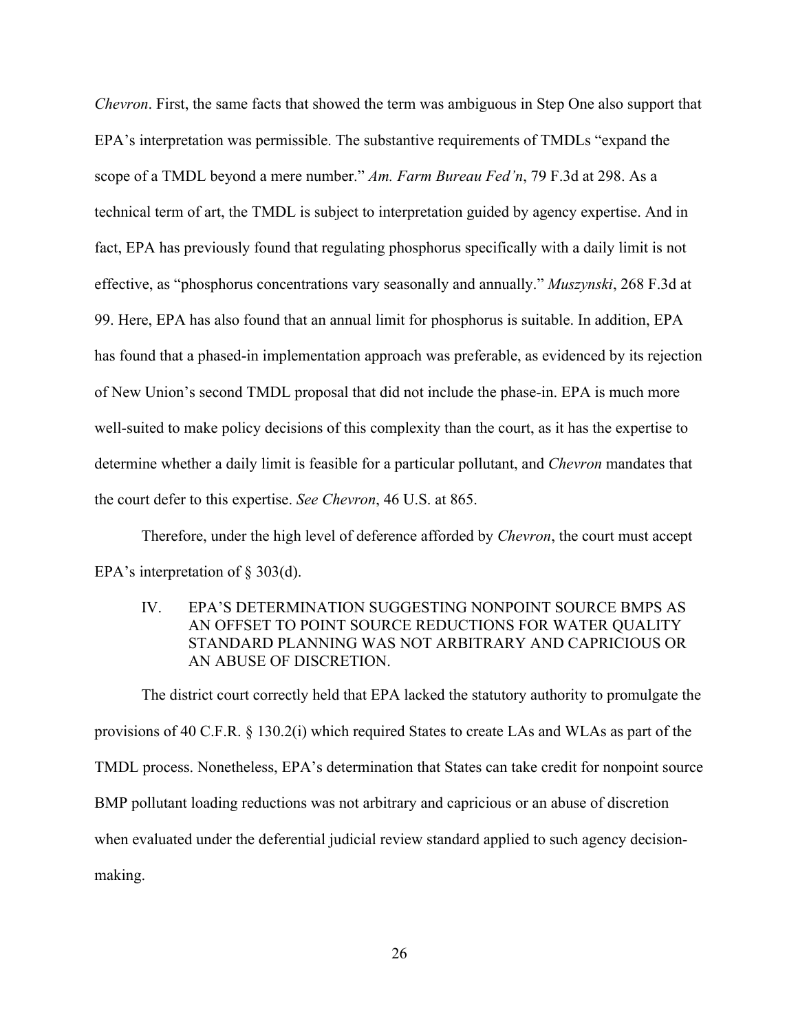*Chevron*. First, the same facts that showed the term was ambiguous in Step One also support that EPA's interpretation was permissible. The substantive requirements of TMDLs "expand the scope of a TMDL beyond a mere number." *Am. Farm Bureau Fed'n*, 79 F.3d at 298. As a technical term of art, the TMDL is subject to interpretation guided by agency expertise. And in fact, EPA has previously found that regulating phosphorus specifically with a daily limit is not effective, as "phosphorus concentrations vary seasonally and annually." *Muszynski*, 268 F.3d at 99. Here, EPA has also found that an annual limit for phosphorus is suitable. In addition, EPA has found that a phased-in implementation approach was preferable, as evidenced by its rejection of New Union's second TMDL proposal that did not include the phase-in. EPA is much more well-suited to make policy decisions of this complexity than the court, as it has the expertise to determine whether a daily limit is feasible for a particular pollutant, and *Chevron* mandates that the court defer to this expertise. *See Chevron*, 46 U.S. at 865.

Therefore, under the high level of deference afforded by *Chevron*, the court must accept EPA's interpretation of § 303(d).

## IV. EPA'S DETERMINATION SUGGESTING NONPOINT SOURCE BMPS AS AN OFFSET TO POINT SOURCE REDUCTIONS FOR WATER QUALITY STANDARD PLANNING WAS NOT ARBITRARY AND CAPRICIOUS OR AN ABUSE OF DISCRETION.

The district court correctly held that EPA lacked the statutory authority to promulgate the provisions of 40 C.F.R. § 130.2(i) which required States to create LAs and WLAs as part of the TMDL process. Nonetheless, EPA's determination that States can take credit for nonpoint source BMP pollutant loading reductions was not arbitrary and capricious or an abuse of discretion when evaluated under the deferential judicial review standard applied to such agency decision-making.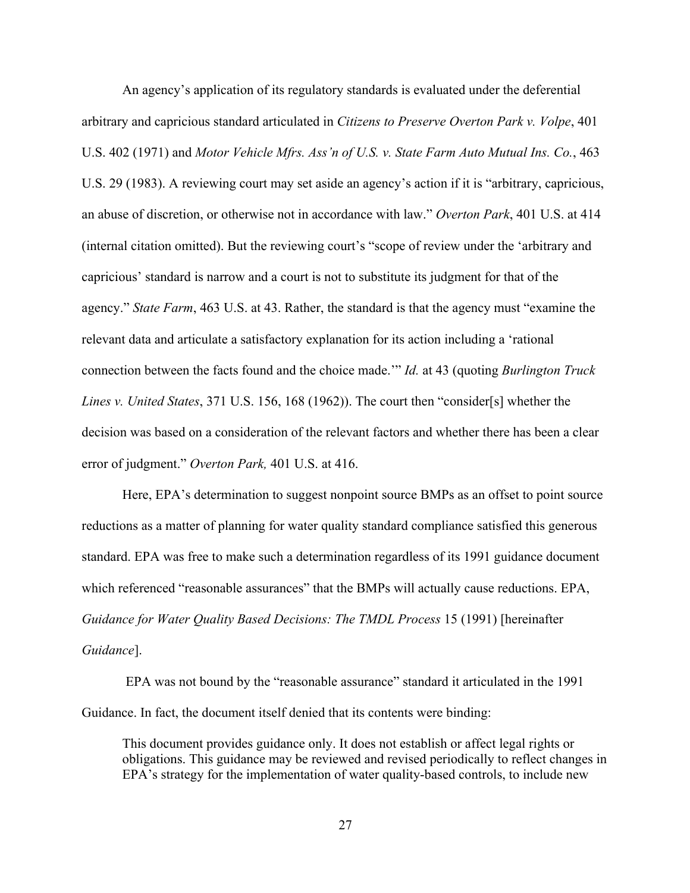An agency's application of its regulatory standards is evaluated under the deferential arbitrary and capricious standard articulated in *Citizens to Preserve Overton Park v. Volpe*, 401 U.S. 402 (1971) and *Motor Vehicle Mfrs. Ass'n of U.S. v. State Farm Auto Mutual Ins. Co.*, 463 U.S. 29 (1983). A reviewing court may set aside an agency's action if it is "arbitrary, capricious, an abuse of discretion, or otherwise not in accordance with law." *Overton Park*, 401 U.S. at 414 (internal citation omitted). But the reviewing court's "scope of review under the 'arbitrary and capricious' standard is narrow and a court is not to substitute its judgment for that of the agency." *State Farm*, 463 U.S. at 43. Rather, the standard is that the agency must "examine the relevant data and articulate a satisfactory explanation for its action including a 'rational connection between the facts found and the choice made.'" *Id.* at 43 (quoting *Burlington Truck Lines v. United States*, 371 U.S. 156, 168 (1962)). The court then "consider[s] whether the decision was based on a consideration of the relevant factors and whether there has been a clear error of judgment." *Overton Park,* 401 U.S. at 416.

Here, EPA's determination to suggest nonpoint source BMPs as an offset to point source reductions as a matter of planning for water quality standard compliance satisfied this generous standard. EPA was free to make such a determination regardless of its 1991 guidance document which referenced "reasonable assurances" that the BMPs will actually cause reductions. EPA, *Guidance for Water Quality Based Decisions: The TMDL Process* 15 (1991) [hereinafter *Guidance*].

EPA was not bound by the "reasonable assurance" standard it articulated in the 1991 Guidance. In fact, the document itself denied that its contents were binding:

> This document provides guidance only. It does not establish or affect legal rights or obligations. This guidance may be reviewed and revised periodically to reflect changes in EPA's strategy for the implementation of water quality-based controls, to include new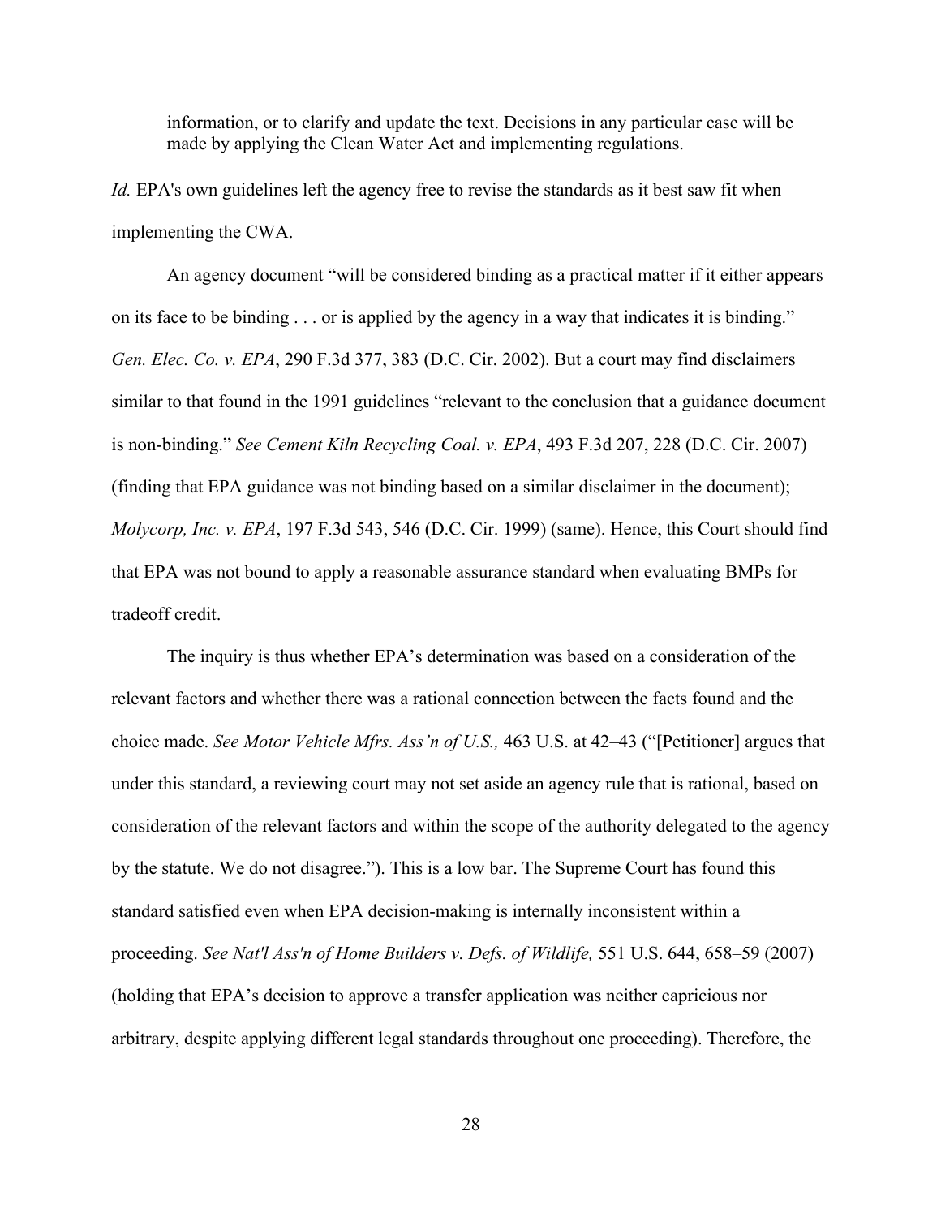> information, or to clarify and update the text. Decisions in any particular case will be made by applying the Clean Water Act and implementing regulations.

*Id.* EPA's own guidelines left the agency free to revise the standards as it best saw fit when implementing the CWA.

An agency document "will be considered binding as a practical matter if it either appears on its face to be binding . . . or is applied by the agency in a way that indicates it is binding." *Gen. Elec. Co. v. EPA*, 290 F.3d 377, 383 (D.C. Cir. 2002). But a court may find disclaimers similar to that found in the 1991 guidelines "relevant to the conclusion that a guidance document is non-binding." *See Cement Kiln Recycling Coal. v. EPA*, 493 F.3d 207, 228 (D.C. Cir. 2007) (finding that EPA guidance was not binding based on a similar disclaimer in the document); *Molycorp, Inc. v. EPA*, 197 F.3d 543, 546 (D.C. Cir. 1999) (same). Hence, this Court should find that EPA was not bound to apply a reasonable assurance standard when evaluating BMPs for tradeoff credit.

The inquiry is thus whether EPA's determination was based on a consideration of the relevant factors and whether there was a rational connection between the facts found and the choice made. *See Motor Vehicle Mfrs. Ass'n of U.S.,* 463 U.S. at 42–43 ("[Petitioner] argues that under this standard, a reviewing court may not set aside an agency rule that is rational, based on consideration of the relevant factors and within the scope of the authority delegated to the agency by the statute. We do not disagree."). This is a low bar. The Supreme Court has found this standard satisfied even when EPA decision-making is internally inconsistent within a proceeding. *See Nat'l Ass'n of Home Builders v. Defs. of Wildlife,* 551 U.S. 644, 658–59 (2007) (holding that EPA's decision to approve a transfer application was neither capricious nor arbitrary, despite applying different legal standards throughout one proceeding). Therefore, the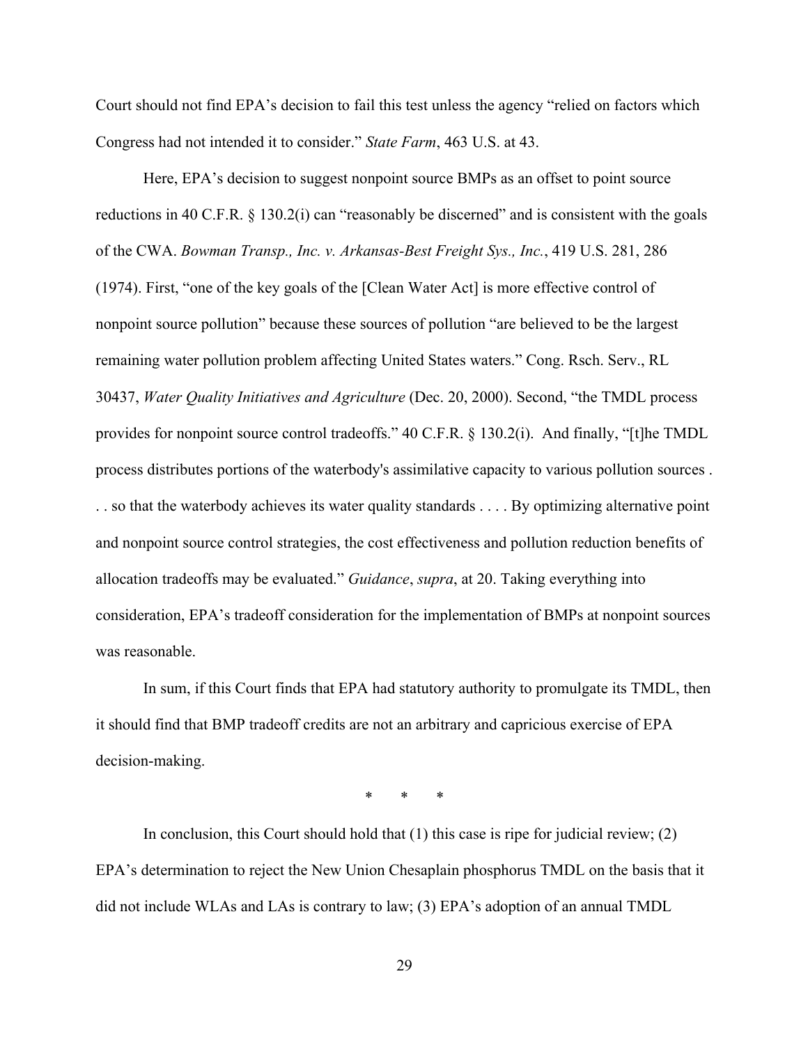Court should not find EPA's decision to fail this test unless the agency "relied on factors which Congress had not intended it to consider." *State Farm*, 463 U.S. at 43.

Here, EPA's decision to suggest nonpoint source BMPs as an offset to point source reductions in 40 C.F.R. § 130.2(i) can "reasonably be discerned" and is consistent with the goals of the CWA. *Bowman Transp., Inc. v. Arkansas-Best Freight Sys., Inc.*, 419 U.S. 281, 286 (1974). First, "one of the key goals of the [Clean Water Act] is more effective control of nonpoint source pollution" because these sources of pollution "are believed to be the largest remaining water pollution problem affecting United States waters." Cong. Rsch. Serv., RL 30437, *Water Quality Initiatives and Agriculture* (Dec. 20, 2000). Second, "the TMDL process provides for nonpoint source control tradeoffs." 40 C.F.R. § 130.2(i). And finally, "[t]he TMDL process distributes portions of the waterbody's assimilative capacity to various pollution sources . . . so that the waterbody achieves its water quality standards . . . . By optimizing alternative point and nonpoint source control strategies, the cost effectiveness and pollution reduction benefits of allocation tradeoffs may be evaluated." *Guidance*, *supra*, at 20. Taking everything into consideration, EPA's tradeoff consideration for the implementation of BMPs at nonpoint sources was reasonable.

In sum, if this Court finds that EPA had statutory authority to promulgate its TMDL, then it should find that BMP tradeoff credits are not an arbitrary and capricious exercise of EPA decision-making.

\* \* \*

In conclusion, this Court should hold that (1) this case is ripe for judicial review; (2) EPA's determination to reject the New Union Chesaplain phosphorus TMDL on the basis that it did not include WLAs and LAs is contrary to law; (3) EPA's adoption of an annual TMDL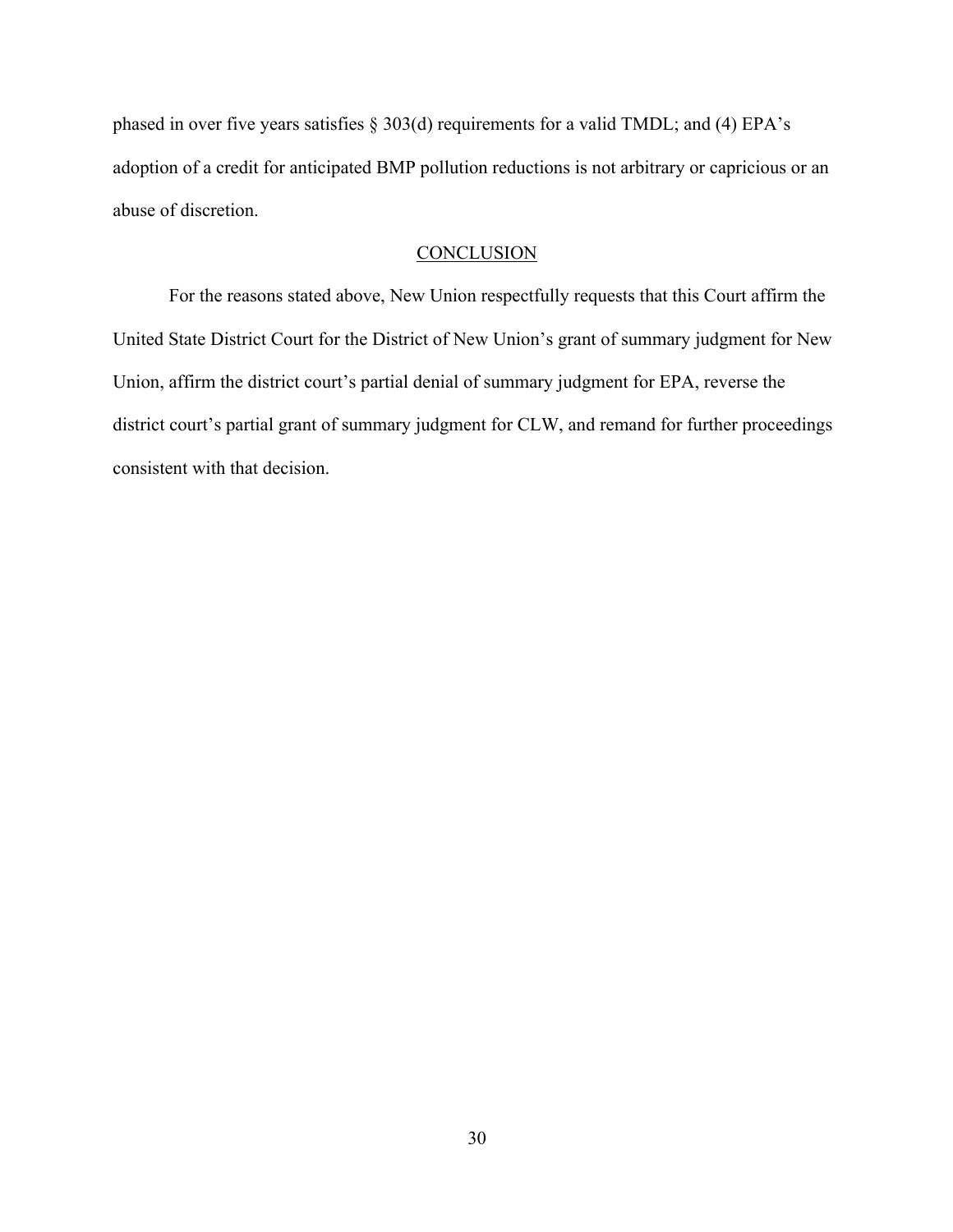phased in over five years satisfies § 303(d) requirements for a valid TMDL; and (4) EPA's adoption of a credit for anticipated BMP pollution reductions is not arbitrary or capricious or an abuse of discretion.

## CONCLUSION

For the reasons stated above, New Union respectfully requests that this Court affirm the United State District Court for the District of New Union's grant of summary judgment for New Union, affirm the district court's partial denial of summary judgment for EPA, reverse the district court's partial grant of summary judgment for CLW, and remand for further proceedings consistent with that decision.